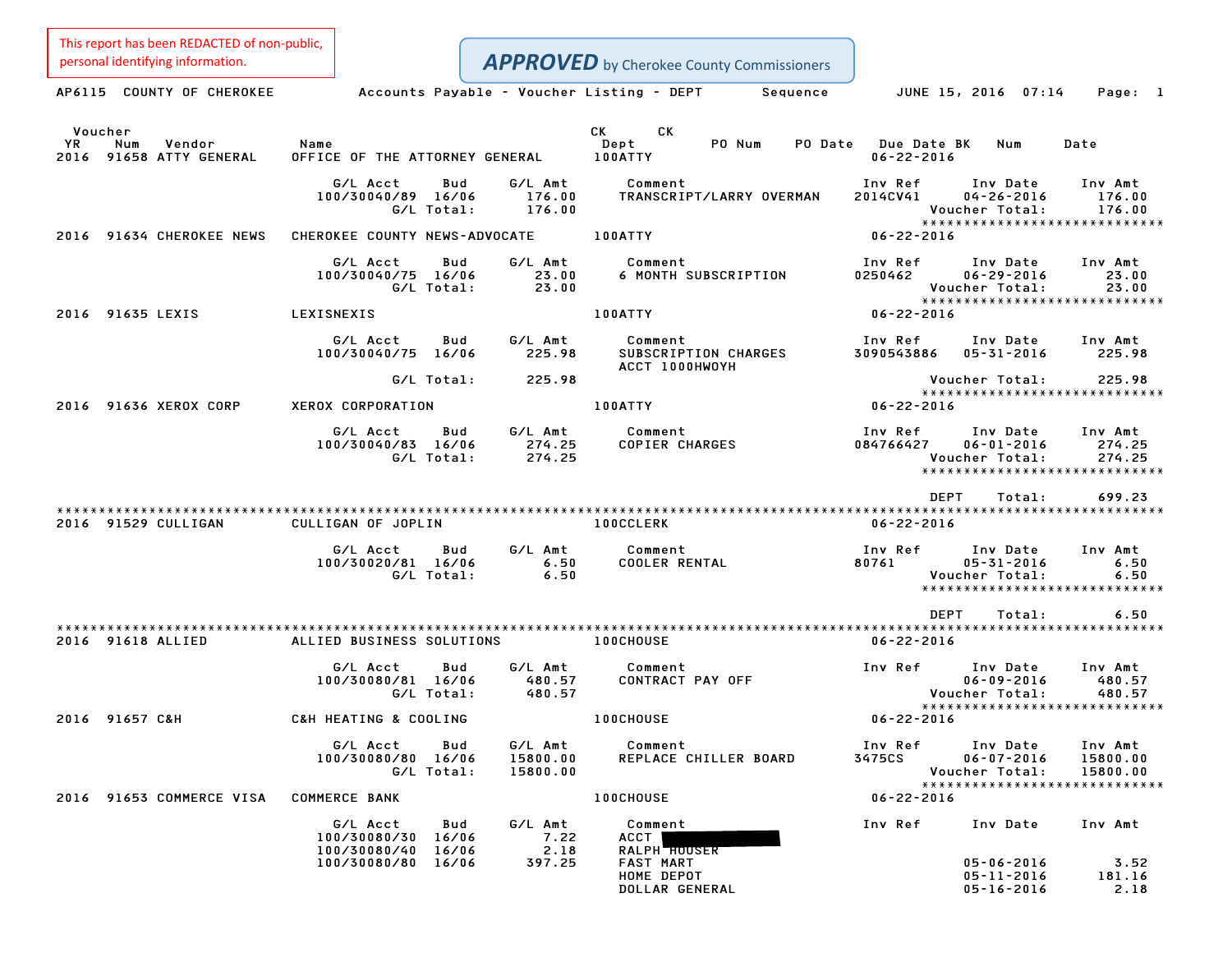This report has been REDACTED of non-public, personal identifying information.

***APPROVED*** by Cherokee County Commissioners

AP6115 COUNTY OF CHEROKEE — Accounts Payable - Voucher Listing - DEPT Sequence — JUNE 15, 2016 07:14

| Voucher YR | Num | Vendor | Name | Dept | PO Num | PO Date | Due Date | CK BK | CK Num | Date |
|---|---|---|---|---|---|---|---|---|---|---|
| 2016 | 91658 | ATTY GENERAL | OFFICE OF THE ATTORNEY GENERAL | 100ATTY | | | 06-22-2016 | | | |

| G/L Acct | Bud | G/L Amt | Comment | Inv Ref | Inv Date | Inv Amt |
|---|---|---|---|---|---|---|
| 100/30040/89 | 16/06 | 176.00 | TRANSCRIPT/LARRY OVERMAN | 2014CV41 | 04-26-2016 | 176.00 |
| | G/L Total: | 176.00 | | | Voucher Total: | 176.00 |

| Voucher YR | Num | Vendor | Name | Dept | Due Date |
|---|---|---|---|---|---|
| 2016 | 91634 | CHEROKEE NEWS | CHEROKEE COUNTY NEWS-ADVOCATE | 100ATTY | 06-22-2016 |

| G/L Acct | Bud | G/L Amt | Comment | Inv Ref | Inv Date | Inv Amt |
|---|---|---|---|---|---|---|
| 100/30040/75 | 16/06 | 23.00 | 6 MONTH SUBSCRIPTION | 0250462 | 06-29-2016 | 23.00 |
| | G/L Total: | 23.00 | | | Voucher Total: | 23.00 |

| Voucher YR | Num | Vendor | Name | Dept | Due Date |
|---|---|---|---|---|---|
| 2016 | 91635 | LEXIS | LEXISNEXIS | 100ATTY | 06-22-2016 |

| G/L Acct | Bud | G/L Amt | Comment | Inv Ref | Inv Date | Inv Amt |
|---|---|---|---|---|---|---|
| 100/30040/75 | 16/06 | 225.98 | SUBSCRIPTION CHARGES ACCT 1000HWOYH | 3090543886 | 05-31-2016 | 225.98 |
| | G/L Total: | 225.98 | | | Voucher Total: | 225.98 |

| Voucher YR | Num | Vendor | Name | Dept | Due Date |
|---|---|---|---|---|---|
| 2016 | 91636 | XEROX CORP | XEROX CORPORATION | 100ATTY | 06-22-2016 |

| G/L Acct | Bud | G/L Amt | Comment | Inv Ref | Inv Date | Inv Amt |
|---|---|---|---|---|---|---|
| 100/30040/83 | 16/06 | 274.25 | COPIER CHARGES | 084766427 | 06-01-2016 | 274.25 |
| | G/L Total: | 274.25 | | | Voucher Total: | 274.25 |

DEPT Total: 699.23

| Voucher YR | Num | Vendor | Name | Dept | Due Date |
|---|---|---|---|---|---|
| 2016 | 91529 | CULLIGAN | CULLIGAN OF JOPLIN | 100CCLERK | 06-22-2016 |

| G/L Acct | Bud | G/L Amt | Comment | Inv Ref | Inv Date | Inv Amt |
|---|---|---|---|---|---|---|
| 100/30020/81 | 16/06 | 6.50 | COOLER RENTAL | 80761 | 05-31-2016 | 6.50 |
| | G/L Total: | 6.50 | | | Voucher Total: | 6.50 |

DEPT Total: 6.50

| Voucher YR | Num | Vendor | Name | Dept | Due Date |
|---|---|---|---|---|---|
| 2016 | 91618 | ALLIED | ALLIED BUSINESS SOLUTIONS | 100CHOUSE | 06-22-2016 |

| G/L Acct | Bud | G/L Amt | Comment | Inv Ref | Inv Date | Inv Amt |
|---|---|---|---|---|---|---|
| 100/30080/81 | 16/06 | 480.57 | CONTRACT PAY OFF | | 06-09-2016 | 480.57 |
| | G/L Total: | 480.57 | | | Voucher Total: | 480.57 |

| Voucher YR | Num | Vendor | Name | Dept | Due Date |
|---|---|---|---|---|---|
| 2016 | 91657 | C&H | C&H HEATING & COOLING | 100CHOUSE | 06-22-2016 |

| G/L Acct | Bud | G/L Amt | Comment | Inv Ref | Inv Date | Inv Amt |
|---|---|---|---|---|---|---|
| 100/30080/80 | 16/06 | 15800.00 | REPLACE CHILLER BOARD | 3475CS | 06-07-2016 | 15800.00 |
| | G/L Total: | 15800.00 | | | Voucher Total: | 15800.00 |

| Voucher YR | Num | Vendor | Name | Dept | Due Date |
|---|---|---|---|---|---|
| 2016 | 91653 | COMMERCE VISA | COMMERCE BANK | 100CHOUSE | 06-22-2016 |

| G/L Acct | Bud | G/L Amt | Comment | Inv Ref | Inv Date | Inv Amt |
|---|---|---|---|---|---|---|
| 100/30080/30 | 16/06 | 7.22 | ACCT [REDACTED] | | | |
| 100/30080/40 | 16/06 | 2.18 | RALPH HOUSER | | | |
| 100/30080/80 | 16/06 | 397.25 | FAST MART | | 05-06-2016 | 3.52 |
| | | | HOME DEPOT | | 05-11-2016 | 181.16 |
| | | | DOLLAR GENERAL | | 05-16-2016 | 2.18 |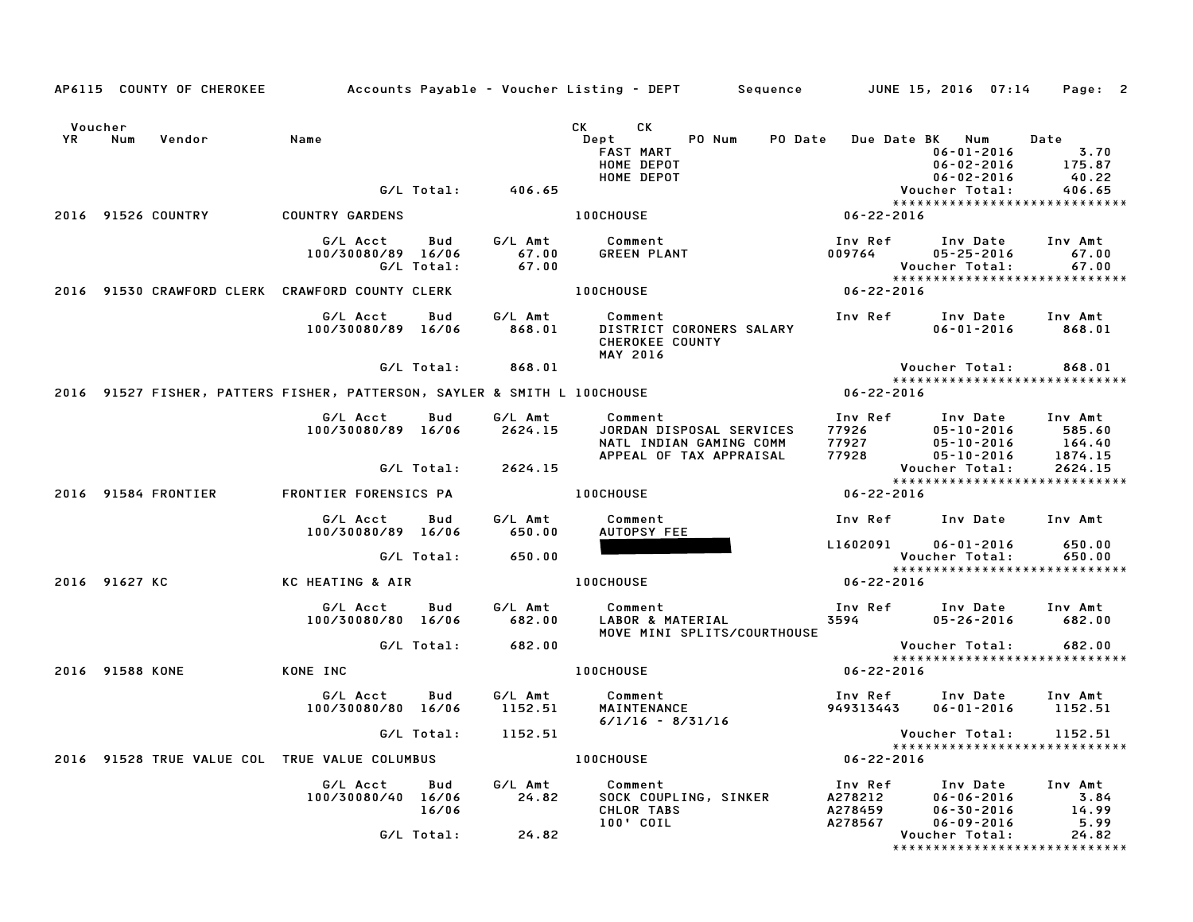AP6115 COUNTY OF CHEROKEE — Accounts Payable - Voucher Listing - DEPT — Sequence — JUNE 15, 2016 07:14

| Voucher YR | Num | Vendor | Name | CK Dept | CK PO Num | PO Date | Due Date BK | Num | Date |
|---|---|---|---|---|---|---|---|---|---|
| | | | | FAST MART | | | | 06-01-2016 | 3.70 |
| | | | | HOME DEPOT | | | | 06-02-2016 | 175.87 |
| | | | | HOME DEPOT | | | | 06-02-2016 | 40.22 |
| | | | G/L Total: 406.65 | | | | | Voucher Total: | 406.65 |

****************************

**2016 91526 COUNTRY — COUNTRY GARDENS — 100CHOUSE — 06-22-2016**

| G/L Acct | Bud | G/L Amt | Comment | Inv Ref | Inv Date | Inv Amt |
|---|---|---|---|---|---|---|
| 100/30080/89 | 16/06 | 67.00 | GREEN PLANT | 009764 | 05-25-2016 | 67.00 |
| | G/L Total: | 67.00 | | | Voucher Total: | 67.00 |

****************************

**2016 91530 CRAWFORD CLERK — CRAWFORD COUNTY CLERK — 100CHOUSE — 06-22-2016**

| G/L Acct | Bud | G/L Amt | Comment | Inv Ref | Inv Date | Inv Amt |
|---|---|---|---|---|---|---|
| 100/30080/89 | 16/06 | 868.01 | DISTRICT CORONERS SALARY | | 06-01-2016 | 868.01 |
| | | | CHEROKEE COUNTY | | | |
| | | | MAY 2016 | | | |
| | G/L Total: | 868.01 | | | Voucher Total: | 868.01 |

****************************

**2016 91527 FISHER, PATTERS — FISHER, PATTERSON, SAYLER & SMITH L — 100CHOUSE — 06-22-2016**

| G/L Acct | Bud | G/L Amt | Comment | Inv Ref | Inv Date | Inv Amt |
|---|---|---|---|---|---|---|
| 100/30080/89 | 16/06 | 2624.15 | JORDAN DISPOSAL SERVICES | 77926 | 05-10-2016 | 585.60 |
| | | | NATL INDIAN GAMING COMM | 77927 | 05-10-2016 | 164.40 |
| | | | APPEAL OF TAX APPRAISAL | 77928 | 05-10-2016 | 1874.15 |
| | G/L Total: | 2624.15 | | | Voucher Total: | 2624.15 |

****************************

**2016 91584 FRONTIER — FRONTIER FORENSICS PA — 100CHOUSE — 06-22-2016**

| G/L Acct | Bud | G/L Amt | Comment | Inv Ref | Inv Date | Inv Amt |
|---|---|---|---|---|---|---|
| 100/30080/89 | 16/06 | 650.00 | AUTOPSY FEE | | | |
| | | | [REDACTED] | L1602091 | 06-01-2016 | 650.00 |
| | G/L Total: | 650.00 | | | Voucher Total: | 650.00 |

****************************

**2016 91627 KC — KC HEATING & AIR — 100CHOUSE — 06-22-2016**

| G/L Acct | Bud | G/L Amt | Comment | Inv Ref | Inv Date | Inv Amt |
|---|---|---|---|---|---|---|
| 100/30080/80 | 16/06 | 682.00 | LABOR & MATERIAL | 3594 | 05-26-2016 | 682.00 |
| | | | MOVE MINI SPLITS/COURTHOUSE | | | |
| | G/L Total: | 682.00 | | | Voucher Total: | 682.00 |

****************************

**2016 91588 KONE — KONE INC — 100CHOUSE — 06-22-2016**

| G/L Acct | Bud | G/L Amt | Comment | Inv Ref | Inv Date | Inv Amt |
|---|---|---|---|---|---|---|
| 100/30080/80 | 16/06 | 1152.51 | MAINTENANCE | 949313443 | 06-01-2016 | 1152.51 |
| | | | 6/1/16 - 8/31/16 | | | |
| | G/L Total: | 1152.51 | | | Voucher Total: | 1152.51 |

****************************

**2016 91528 TRUE VALUE COL — TRUE VALUE COLUMBUS — 100CHOUSE — 06-22-2016**

| G/L Acct | Bud | G/L Amt | Comment | Inv Ref | Inv Date | Inv Amt |
|---|---|---|---|---|---|---|
| 100/30080/40 | 16/06 | 24.82 | SOCK COUPLING, SINKER | A278212 | 06-06-2016 | 3.84 |
| | 16/06 | | CHLOR TABS | A278459 | 06-30-2016 | 14.99 |
| | | | 100' COIL | A278567 | 06-09-2016 | 5.99 |
| | G/L Total: | 24.82 | | | Voucher Total: | 24.82 |

****************************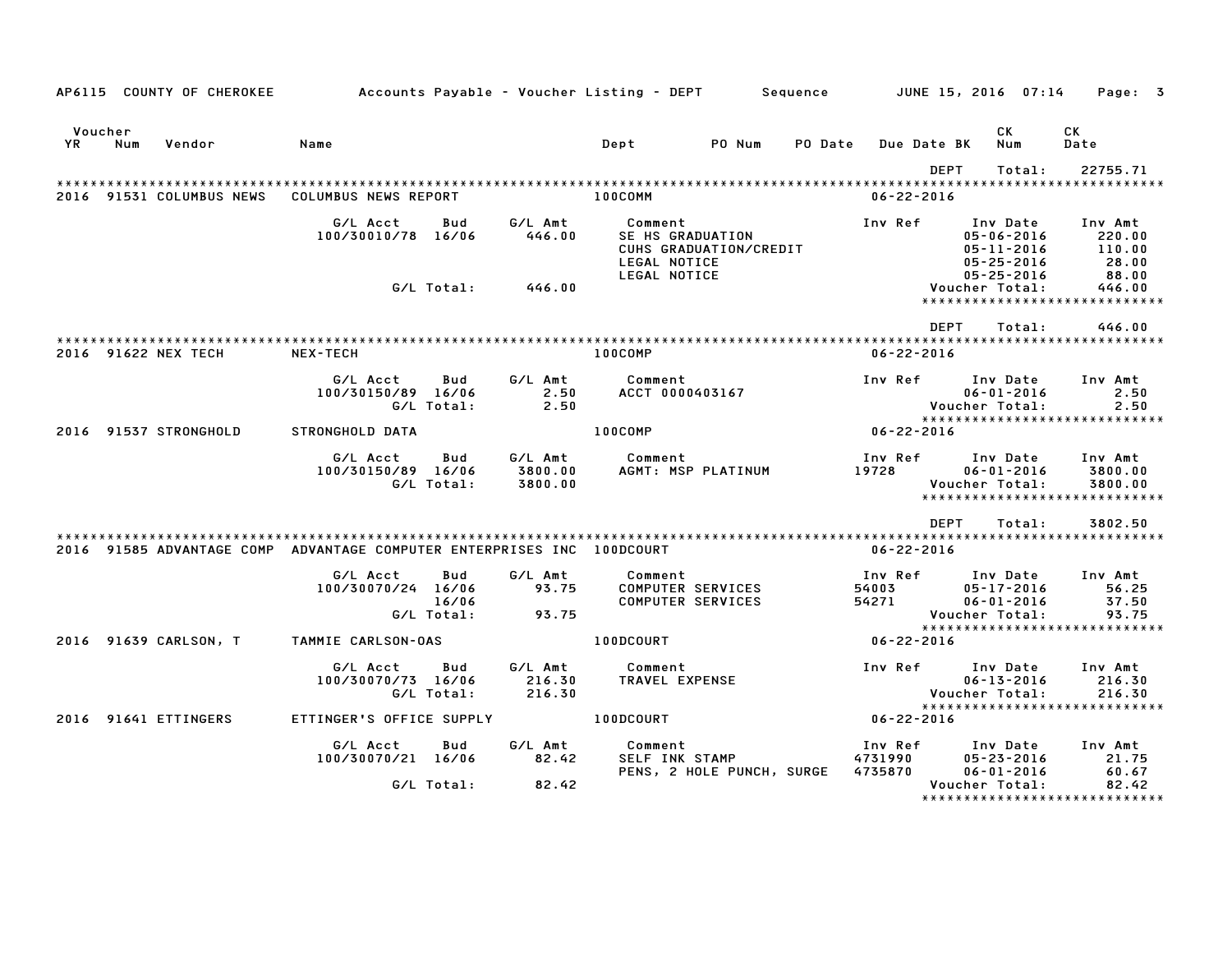AP6115 COUNTY OF CHEROKEE — Accounts Payable - Voucher Listing - DEPT — Sequence — JUNE 15, 2016 07:14

| Voucher YR | Num | Vendor | Name | Dept | PO Num | PO Date | Due Date BK | CK Num | CK Date |
|---|---|---|---|---|---|---|---|---|---|

DEPT Total: 22755.71

**2016 91531 COLUMBUS NEWS — COLUMBUS NEWS REPORT — 100COMM — 06-22-2016**

| G/L Acct | Bud | G/L Amt | Comment | Inv Ref | Inv Date | Inv Amt |
|---|---|---|---|---|---|---|
| 100/30010/78 | 16/06 | 446.00 | SE HS GRADUATION | | 05-06-2016 | 220.00 |
| | | | CUHS GRADUATION/CREDIT | | 05-11-2016 | 110.00 |
| | | | LEGAL NOTICE | | 05-25-2016 | 28.00 |
| | | | LEGAL NOTICE | | 05-25-2016 | 88.00 |
| | G/L Total: | 446.00 | | | Voucher Total: | 446.00 |

DEPT Total: 446.00

**2016 91622 NEX TECH — NEX-TECH — 100COMP — 06-22-2016**

| G/L Acct | Bud | G/L Amt | Comment | Inv Ref | Inv Date | Inv Amt |
|---|---|---|---|---|---|---|
| 100/30150/89 | 16/06 | 2.50 | ACCT 0000403167 | | 06-01-2016 | 2.50 |
| | G/L Total: | 2.50 | | | Voucher Total: | 2.50 |

**2016 91537 STRONGHOLD — STRONGHOLD DATA — 100COMP — 06-22-2016**

| G/L Acct | Bud | G/L Amt | Comment | Inv Ref | Inv Date | Inv Amt |
|---|---|---|---|---|---|---|
| 100/30150/89 | 16/06 | 3800.00 | AGMT: MSP PLATINUM | 19728 | 06-01-2016 | 3800.00 |
| | G/L Total: | 3800.00 | | | Voucher Total: | 3800.00 |

DEPT Total: 3802.50

**2016 91585 ADVANTAGE COMP — ADVANTAGE COMPUTER ENTERPRISES INC — 100DCOURT — 06-22-2016**

| G/L Acct | Bud | G/L Amt | Comment | Inv Ref | Inv Date | Inv Amt |
|---|---|---|---|---|---|---|
| 100/30070/24 | 16/06 | 93.75 | COMPUTER SERVICES | 54003 | 05-17-2016 | 56.25 |
| | 16/06 | | COMPUTER SERVICES | 54271 | 06-01-2016 | 37.50 |
| | G/L Total: | 93.75 | | | Voucher Total: | 93.75 |

**2016 91639 CARLSON, T — TAMMIE CARLSON-OAS — 100DCOURT — 06-22-2016**

| G/L Acct | Bud | G/L Amt | Comment | Inv Ref | Inv Date | Inv Amt |
|---|---|---|---|---|---|---|
| 100/30070/73 | 16/06 | 216.30 | TRAVEL EXPENSE | | 06-13-2016 | 216.30 |
| | G/L Total: | 216.30 | | | Voucher Total: | 216.30 |

**2016 91641 ETTINGERS — ETTINGER'S OFFICE SUPPLY — 100DCOURT — 06-22-2016**

| G/L Acct | Bud | G/L Amt | Comment | Inv Ref | Inv Date | Inv Amt |
|---|---|---|---|---|---|---|
| 100/30070/21 | 16/06 | 82.42 | SELF INK STAMP | 4731990 | 05-23-2016 | 21.75 |
| | | | PENS, 2 HOLE PUNCH, SURGE | 4735870 | 06-01-2016 | 60.67 |
| | G/L Total: | 82.42 | | | Voucher Total: | 82.42 |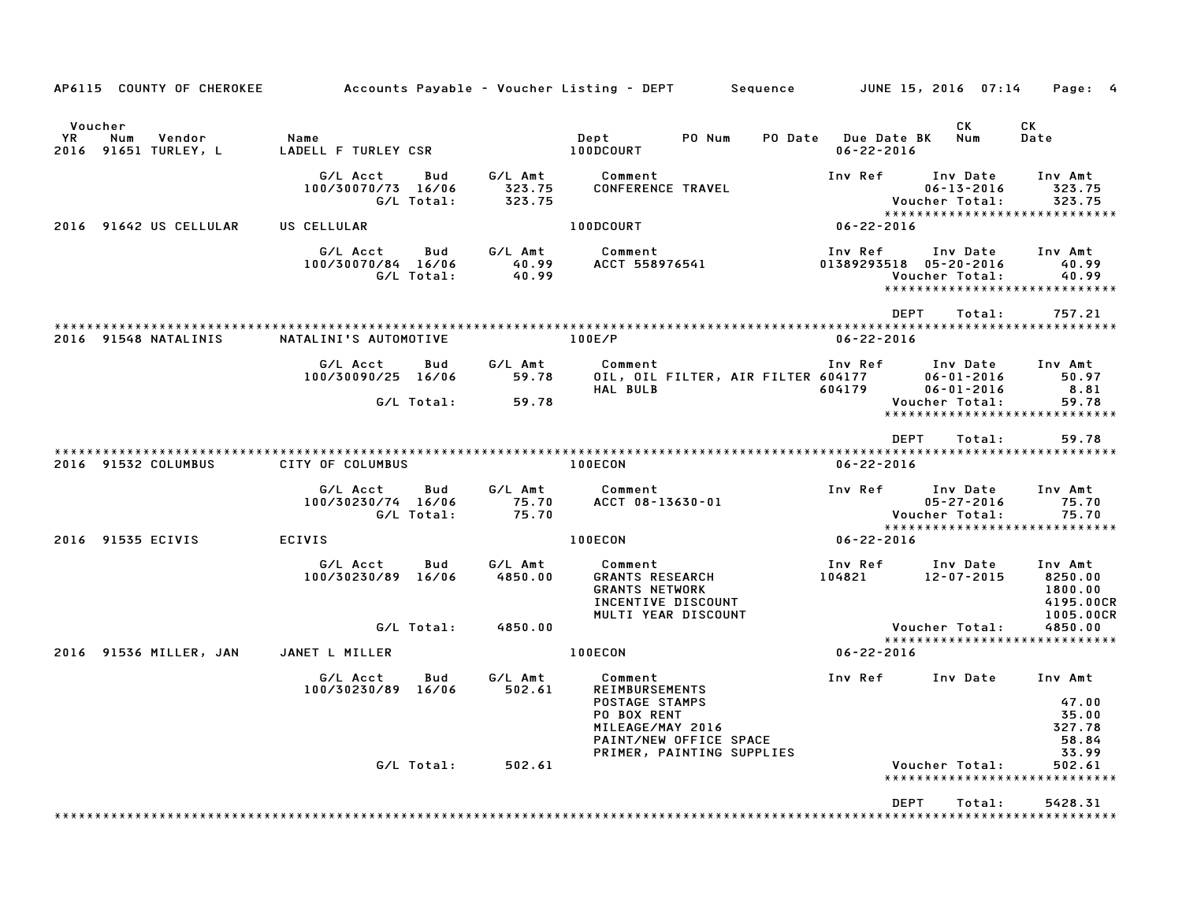AP6115 COUNTY OF CHEROKEE — Accounts Payable - Voucher Listing - DEPT — Sequence — JUNE 15, 2016 07:14

| Voucher YR | Num | Vendor | Name | Dept | PO Num | PO Date | Due Date BK | CK Num | CK Date |
|---|---|---|---|---|---|---|---|---|---|
| 2016 | 91651 | TURLEY, L | LADELL F TURLEY CSR | 100DCOURT | | | 06-22-2016 | | |

| G/L Acct | Bud | G/L Amt | Comment | Inv Ref | Inv Date | Inv Amt |
|---|---|---|---|---|---|---|
| 100/30070/73 | 16/06 | 323.75 | CONFERENCE TRAVEL | | 06-13-2016 | 323.75 |
| | G/L Total: | 323.75 | | | Voucher Total: | 323.75 |

*****************************

| Voucher YR | Num | Vendor | Name | Dept | Due Date BK |
|---|---|---|---|---|---|
| 2016 | 91642 | US CELLULAR | US CELLULAR | 100DCOURT | 06-22-2016 |

| G/L Acct | Bud | G/L Amt | Comment | Inv Ref | Inv Date | Inv Amt |
|---|---|---|---|---|---|---|
| 100/30070/84 | 16/06 | 40.99 | ACCT 558976541 | 01389293518 | 05-20-2016 | 40.99 |
| | G/L Total: | 40.99 | | | Voucher Total: | 40.99 |

*****************************

DEPT Total: 757.21

*****************************

| Voucher YR | Num | Vendor | Name | Dept | Due Date BK |
|---|---|---|---|---|---|
| 2016 | 91548 | NATALINIS | NATALINI'S AUTOMOTIVE | 100E/P | 06-22-2016 |

| G/L Acct | Bud | G/L Amt | Comment | Inv Ref | Inv Date | Inv Amt |
|---|---|---|---|---|---|---|
| 100/30090/25 | 16/06 | 59.78 | OIL, OIL FILTER, AIR FILTER | 604177 | 06-01-2016 | 50.97 |
| | | | HAL BULB | 604179 | 06-01-2016 | 8.81 |
| | G/L Total: | 59.78 | | | Voucher Total: | 59.78 |

*****************************

DEPT Total: 59.78

*****************************

| Voucher YR | Num | Vendor | Name | Dept | Due Date BK |
|---|---|---|---|---|---|
| 2016 | 91532 | COLUMBUS | CITY OF COLUMBUS | 100ECON | 06-22-2016 |

| G/L Acct | Bud | G/L Amt | Comment | Inv Ref | Inv Date | Inv Amt |
|---|---|---|---|---|---|---|
| 100/30230/74 | 16/06 | 75.70 | ACCT 08-13630-01 | | 05-27-2016 | 75.70 |
| | G/L Total: | 75.70 | | | Voucher Total: | 75.70 |

*****************************

| Voucher YR | Num | Vendor | Name | Dept | Due Date BK |
|---|---|---|---|---|---|
| 2016 | 91535 | ECIVIS | ECIVIS | 100ECON | 06-22-2016 |

| G/L Acct | Bud | G/L Amt | Comment | Inv Ref | Inv Date | Inv Amt |
|---|---|---|---|---|---|---|
| 100/30230/89 | 16/06 | 4850.00 | GRANTS RESEARCH | 104821 | 12-07-2015 | 8250.00 |
| | | | GRANTS NETWORK | | | 1800.00 |
| | | | INCENTIVE DISCOUNT | | | 4195.00CR |
| | | | MULTI YEAR DISCOUNT | | | 1005.00CR |
| | G/L Total: | 4850.00 | | | Voucher Total: | 4850.00 |

*****************************

| Voucher YR | Num | Vendor | Name | Dept | Due Date BK |
|---|---|---|---|---|---|
| 2016 | 91536 | MILLER, JAN | JANET L MILLER | 100ECON | 06-22-2016 |

| G/L Acct | Bud | G/L Amt | Comment | Inv Ref | Inv Date | Inv Amt |
|---|---|---|---|---|---|---|
| 100/30230/89 | 16/06 | 502.61 | REIMBURSEMENTS | | | |
| | | | POSTAGE STAMPS | | | 47.00 |
| | | | PO BOX RENT | | | 35.00 |
| | | | MILEAGE/MAY 2016 | | | 327.78 |
| | | | PAINT/NEW OFFICE SPACE | | | 58.84 |
| | | | PRIMER, PAINTING SUPPLIES | | | 33.99 |
| | G/L Total: | 502.61 | | | Voucher Total: | 502.61 |

*****************************

DEPT Total: 5428.31

*****************************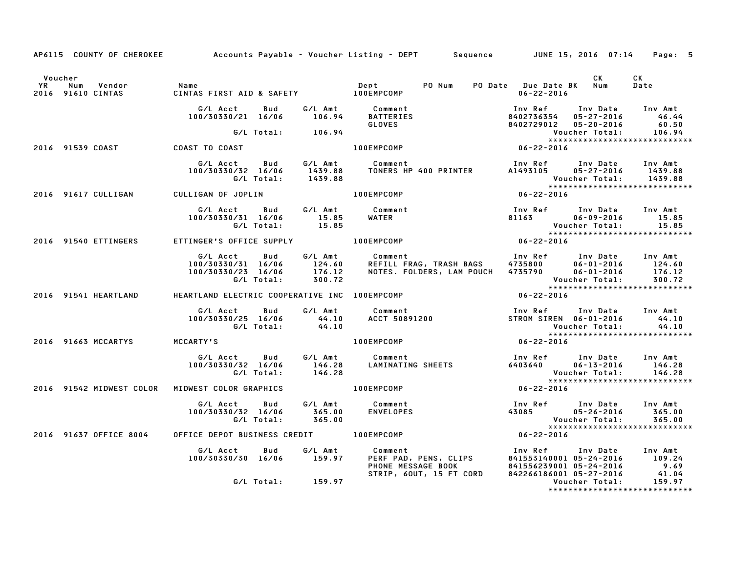AP6115 COUNTY OF CHEROKEE — Accounts Payable - Voucher Listing - DEPT — Sequence — JUNE 15, 2016 07:14

| Voucher YR | Num | Vendor | Name | Dept | PO Num | PO Date | Due Date | BK | CK Num | CK Date |
|---|---|---|---|---|---|---|---|---|---|---|
| 2016 | 91610 | CINTAS | CINTAS FIRST AID & SAFETY | 100EMPCOMP | | | 06-22-2016 | | | |

| G/L Acct | Bud | G/L Amt | Comment | Inv Ref | Inv Date | Inv Amt |
|---|---|---|---|---|---|---|
| 100/30330/21 | 16/06 | 106.94 | BATTERIES | 8402736354 | 05-27-2016 | 46.44 |
| | | | GLOVES | 8402729012 | 05-20-2016 | 60.50 |
| | G/L Total: | 106.94 | | | Voucher Total: | 106.94 |

****************************

| Voucher YR | Num | Vendor | Name | Dept | Due Date |
|---|---|---|---|---|---|
| 2016 | 91539 | COAST | COAST TO COAST | 100EMPCOMP | 06-22-2016 |

| G/L Acct | Bud | G/L Amt | Comment | Inv Ref | Inv Date | Inv Amt |
|---|---|---|---|---|---|---|
| 100/30330/32 | 16/06 | 1439.88 | TONERS HP 400 PRINTER | A1493105 | 05-27-2016 | 1439.88 |
| | G/L Total: | 1439.88 | | | Voucher Total: | 1439.88 |

****************************

| Voucher YR | Num | Vendor | Name | Dept | Due Date |
|---|---|---|---|---|---|
| 2016 | 91617 | CULLIGAN | CULLIGAN OF JOPLIN | 100EMPCOMP | 06-22-2016 |

| G/L Acct | Bud | G/L Amt | Comment | Inv Ref | Inv Date | Inv Amt |
|---|---|---|---|---|---|---|
| 100/30330/31 | 16/06 | 15.85 | WATER | 81163 | 06-09-2016 | 15.85 |
| | G/L Total: | 15.85 | | | Voucher Total: | 15.85 |

****************************

| Voucher YR | Num | Vendor | Name | Dept | Due Date |
|---|---|---|---|---|---|
| 2016 | 91540 | ETTINGERS | ETTINGER'S OFFICE SUPPLY | 100EMPCOMP | 06-22-2016 |

| G/L Acct | Bud | G/L Amt | Comment | Inv Ref | Inv Date | Inv Amt |
|---|---|---|---|---|---|---|
| 100/30330/31 | 16/06 | 124.60 | REFILL FRAG, TRASH BAGS | 4735800 | 06-01-2016 | 124.60 |
| 100/30330/23 | 16/06 | 176.12 | NOTES. FOLDERS, LAM POUCH | 4735790 | 06-01-2016 | 176.12 |
| | G/L Total: | 300.72 | | | Voucher Total: | 300.72 |

****************************

| Voucher YR | Num | Vendor | Name | Dept | Due Date |
|---|---|---|---|---|---|
| 2016 | 91541 | HEARTLAND | HEARTLAND ELECTRIC COOPERATIVE INC | 100EMPCOMP | 06-22-2016 |

| G/L Acct | Bud | G/L Amt | Comment | Inv Ref | Inv Date | Inv Amt |
|---|---|---|---|---|---|---|
| 100/30330/25 | 16/06 | 44.10 | ACCT 50891200 | STROM SIREN | 06-01-2016 | 44.10 |
| | G/L Total: | 44.10 | | | Voucher Total: | 44.10 |

****************************

| Voucher YR | Num | Vendor | Name | Dept | Due Date |
|---|---|---|---|---|---|
| 2016 | 91663 | MCCARTYS | MCCARTY'S | 100EMPCOMP | 06-22-2016 |

| G/L Acct | Bud | G/L Amt | Comment | Inv Ref | Inv Date | Inv Amt |
|---|---|---|---|---|---|---|
| 100/30330/32 | 16/06 | 146.28 | LAMINATING SHEETS | 6403640 | 06-13-2016 | 146.28 |
| | G/L Total: | 146.28 | | | Voucher Total: | 146.28 |

****************************

| Voucher YR | Num | Vendor | Name | Dept | Due Date |
|---|---|---|---|---|---|
| 2016 | 91542 | MIDWEST COLOR | MIDWEST COLOR GRAPHICS | 100EMPCOMP | 06-22-2016 |

| G/L Acct | Bud | G/L Amt | Comment | Inv Ref | Inv Date | Inv Amt |
|---|---|---|---|---|---|---|
| 100/30330/32 | 16/06 | 365.00 | ENVELOPES | 43085 | 05-26-2016 | 365.00 |
| | G/L Total: | 365.00 | | | Voucher Total: | 365.00 |

****************************

| Voucher YR | Num | Vendor | Name | Dept | Due Date |
|---|---|---|---|---|---|
| 2016 | 91637 | OFFICE 8004 | OFFICE DEPOT BUSINESS CREDIT | 100EMPCOMP | 06-22-2016 |

| G/L Acct | Bud | G/L Amt | Comment | Inv Ref | Inv Date | Inv Amt |
|---|---|---|---|---|---|---|
| 100/30330/30 | 16/06 | 159.97 | PERF PAD, PENS, CLIPS | 841553140001 | 05-24-2016 | 109.24 |
| | | | PHONE MESSAGE BOOK | 841556239001 | 05-24-2016 | 9.69 |
| | | | STRIP, 6OUT, 15 FT CORD | 842266186001 | 05-27-2016 | 41.04 |
| | G/L Total: | 159.97 | | | Voucher Total: | 159.97 |

****************************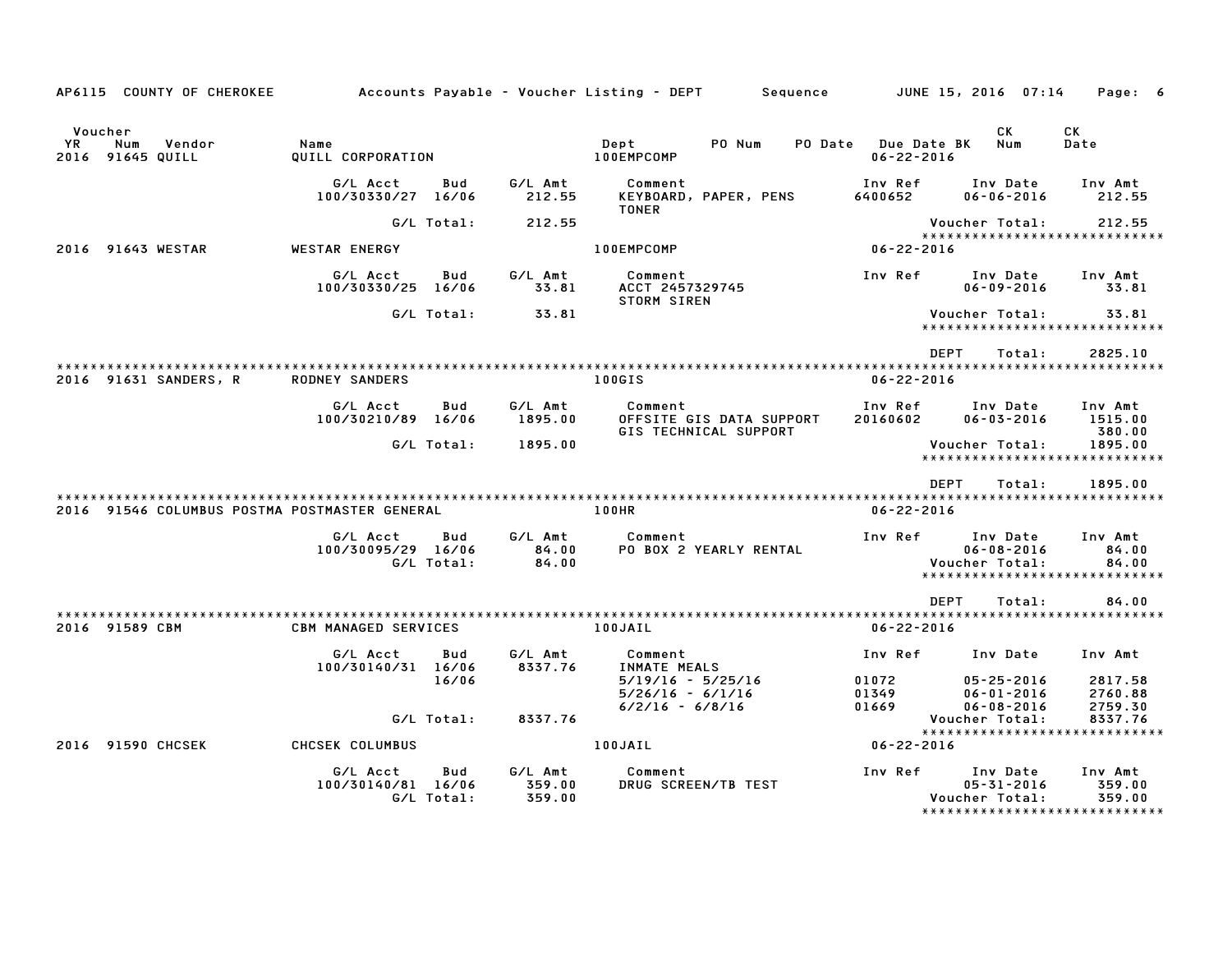AP6115 COUNTY OF CHEROKEE — Accounts Payable - Voucher Listing - DEPT — Sequence — JUNE 15, 2016 07:14

| Voucher YR | Num | Vendor | Name | Dept | PO Num | PO Date | Due Date BK | CK Num | CK Date |
|---|---|---|---|---|---|---|---|---|---|
| 2016 | 91645 | QUILL | QUILL CORPORATION | 100EMPCOMP | | | 06-22-2016 | | |

| G/L Acct | Bud | G/L Amt | Comment | Inv Ref | Inv Date | Inv Amt |
|---|---|---|---|---|---|---|
| 100/30330/27 | 16/06 | 212.55 | KEYBOARD, PAPER, PENS TONER | 6400652 | 06-06-2016 | 212.55 |
| | G/L Total: | 212.55 | | | Voucher Total: | 212.55 |

******************************

| YR | Num | Vendor | Name | Dept | Due Date |
|---|---|---|---|---|---|
| 2016 | 91643 | WESTAR | WESTAR ENERGY | 100EMPCOMP | 06-22-2016 |

| G/L Acct | Bud | G/L Amt | Comment | Inv Ref | Inv Date | Inv Amt |
|---|---|---|---|---|---|---|
| 100/30330/25 | 16/06 | 33.81 | ACCT 2457329745 STORM SIREN | | 06-09-2016 | 33.81 |
| | G/L Total: | 33.81 | | | Voucher Total: | 33.81 |

******************************

DEPT Total: 2825.10

******************************

| YR | Num | Vendor | Name | Dept | Due Date |
|---|---|---|---|---|---|
| 2016 | 91631 | SANDERS, R | RODNEY SANDERS | 100GIS | 06-22-2016 |

| G/L Acct | Bud | G/L Amt | Comment | Inv Ref | Inv Date | Inv Amt |
|---|---|---|---|---|---|---|
| 100/30210/89 | 16/06 | 1895.00 | OFFSITE GIS DATA SUPPORT | 20160602 | 06-03-2016 | 1515.00 |
| | | | GIS TECHNICAL SUPPORT | | | 380.00 |
| | G/L Total: | 1895.00 | | | Voucher Total: | 1895.00 |

******************************

DEPT Total: 1895.00

******************************

| YR | Num | Vendor | Name | Dept | Due Date |
|---|---|---|---|---|---|
| 2016 | 91546 | COLUMBUS POSTMA | POSTMASTER GENERAL | 100HR | 06-22-2016 |

| G/L Acct | Bud | G/L Amt | Comment | Inv Ref | Inv Date | Inv Amt |
|---|---|---|---|---|---|---|
| 100/30095/29 | 16/06 | 84.00 | PO BOX 2 YEARLY RENTAL | | 06-08-2016 | 84.00 |
| | G/L Total: | 84.00 | | | Voucher Total: | 84.00 |

******************************

DEPT Total: 84.00

******************************

| YR | Num | Vendor | Name | Dept | Due Date |
|---|---|---|---|---|---|
| 2016 | 91589 | CBM | CBM MANAGED SERVICES | 100JAIL | 06-22-2016 |

| G/L Acct | Bud | G/L Amt | Comment | Inv Ref | Inv Date | Inv Amt |
|---|---|---|---|---|---|---|
| 100/30140/31 | 16/06 | 8337.76 | INMATE MEALS | | | |
| | 16/06 | | 5/19/16 - 5/25/16 | 01072 | 05-25-2016 | 2817.58 |
| | | | 5/26/16 - 6/1/16 | 01349 | 06-01-2016 | 2760.88 |
| | | | 6/2/16 - 6/8/16 | 01669 | 06-08-2016 | 2759.30 |
| | G/L Total: | 8337.76 | | | Voucher Total: | 8337.76 |

******************************

| YR | Num | Vendor | Name | Dept | Due Date |
|---|---|---|---|---|---|
| 2016 | 91590 | CHCSEK | CHCSEK COLUMBUS | 100JAIL | 06-22-2016 |

| G/L Acct | Bud | G/L Amt | Comment | Inv Ref | Inv Date | Inv Amt |
|---|---|---|---|---|---|---|
| 100/30140/81 | 16/06 | 359.00 | DRUG SCREEN/TB TEST | | 05-31-2016 | 359.00 |
| | G/L Total: | 359.00 | | | Voucher Total: | 359.00 |

******************************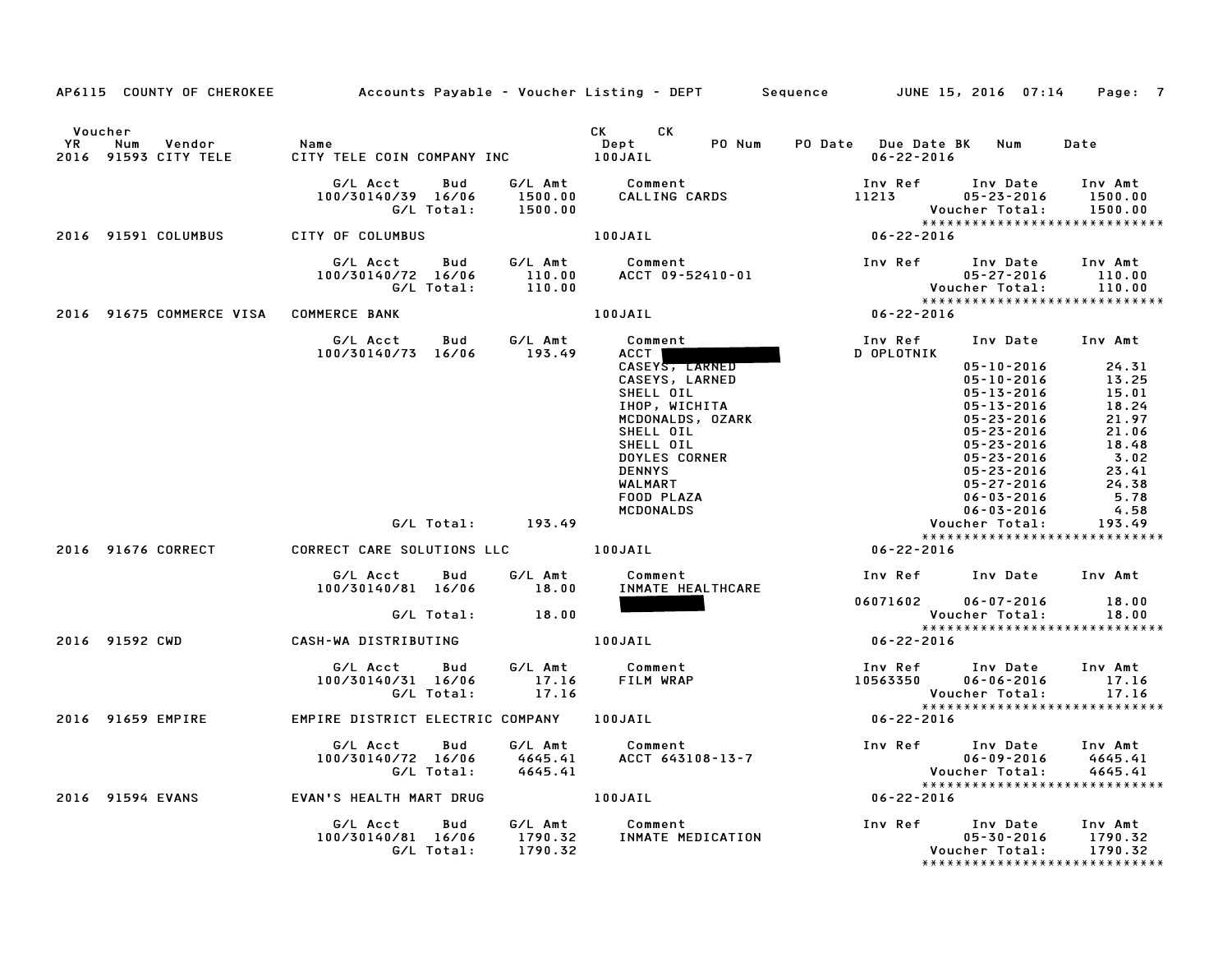AP6115 COUNTY OF CHEROKEE — Accounts Payable - Voucher Listing - DEPT — Sequence — JUNE 15, 2016 07:14

| Voucher YR | Num | Vendor | Name | CK Dept | CK PO Num | PO Date | Due Date BK | Num | Date |
|---|---|---|---|---|---|---|---|---|---|
| 2016 | 91593 | CITY TELE | CITY TELE COIN COMPANY INC | 100JAIL | | | 06-22-2016 | | |

| G/L Acct | Bud | G/L Amt | Comment | Inv Ref | Inv Date | Inv Amt |
|---|---|---|---|---|---|---|
| 100/30140/39 | 16/06 | 1500.00 | CALLING CARDS | 11213 | 05-23-2016 | 1500.00 |
| | G/L Total: | 1500.00 | | | Voucher Total: | 1500.00 |

*****************************

| Voucher YR | Num | Vendor | Name | CK Dept | Due Date |
|---|---|---|---|---|---|
| 2016 | 91591 | COLUMBUS | CITY OF COLUMBUS | 100JAIL | 06-22-2016 |

| G/L Acct | Bud | G/L Amt | Comment | Inv Ref | Inv Date | Inv Amt |
|---|---|---|---|---|---|---|
| 100/30140/72 | 16/06 | 110.00 | ACCT 09-52410-01 | | 05-27-2016 | 110.00 |
| | G/L Total: | 110.00 | | | Voucher Total: | 110.00 |

*****************************

| Voucher YR | Num | Vendor | Name | CK Dept | Due Date |
|---|---|---|---|---|---|
| 2016 | 91675 | COMMERCE VISA | COMMERCE BANK | 100JAIL | 06-22-2016 |

| G/L Acct | Bud | G/L Amt | Comment | Inv Ref | Inv Date | Inv Amt |
|---|---|---|---|---|---|---|
| 100/30140/73 | 16/06 | 193.49 | ACCT [REDACTED] | D OPLOTNIK | | |
| | | | CASEYS, LARNED | | 05-10-2016 | 24.31 |
| | | | CASEYS, LARNED | | 05-10-2016 | 13.25 |
| | | | SHELL OIL | | 05-13-2016 | 15.01 |
| | | | IHOP, WICHITA | | 05-13-2016 | 18.24 |
| | | | MCDONALDS, OZARK | | 05-23-2016 | 21.97 |
| | | | SHELL OIL | | 05-23-2016 | 21.06 |
| | | | SHELL OIL | | 05-23-2016 | 18.48 |
| | | | DOYLES CORNER | | 05-23-2016 | 3.02 |
| | | | DENNYS | | 05-23-2016 | 23.41 |
| | | | WALMART | | 05-27-2016 | 24.38 |
| | | | FOOD PLAZA | | 06-03-2016 | 5.78 |
| | | | MCDONALDS | | 06-03-2016 | 4.58 |
| | G/L Total: | 193.49 | | | Voucher Total: | 193.49 |

*****************************

| Voucher YR | Num | Vendor | Name | CK Dept | Due Date |
|---|---|---|---|---|---|
| 2016 | 91676 | CORRECT | CORRECT CARE SOLUTIONS LLC | 100JAIL | 06-22-2016 |

| G/L Acct | Bud | G/L Amt | Comment | Inv Ref | Inv Date | Inv Amt |
|---|---|---|---|---|---|---|
| 100/30140/81 | 16/06 | 18.00 | INMATE HEALTHCARE | | | |
| | | | [REDACTED] | 06071602 | 06-07-2016 | 18.00 |
| | G/L Total: | 18.00 | | | Voucher Total: | 18.00 |

*****************************

| Voucher YR | Num | Vendor | Name | CK Dept | Due Date |
|---|---|---|---|---|---|
| 2016 | 91592 | CWD | CASH-WA DISTRIBUTING | 100JAIL | 06-22-2016 |

| G/L Acct | Bud | G/L Amt | Comment | Inv Ref | Inv Date | Inv Amt |
|---|---|---|---|---|---|---|
| 100/30140/31 | 16/06 | 17.16 | FILM WRAP | 10563350 | 06-06-2016 | 17.16 |
| | G/L Total: | 17.16 | | | Voucher Total: | 17.16 |

*****************************

| Voucher YR | Num | Vendor | Name | CK Dept | Due Date |
|---|---|---|---|---|---|
| 2016 | 91659 | EMPIRE | EMPIRE DISTRICT ELECTRIC COMPANY | 100JAIL | 06-22-2016 |

| G/L Acct | Bud | G/L Amt | Comment | Inv Ref | Inv Date | Inv Amt |
|---|---|---|---|---|---|---|
| 100/30140/72 | 16/06 | 4645.41 | ACCT 643108-13-7 | | 06-09-2016 | 4645.41 |
| | G/L Total: | 4645.41 | | | Voucher Total: | 4645.41 |

*****************************

| Voucher YR | Num | Vendor | Name | CK Dept | Due Date |
|---|---|---|---|---|---|
| 2016 | 91594 | EVANS | EVAN'S HEALTH MART DRUG | 100JAIL | 06-22-2016 |

| G/L Acct | Bud | G/L Amt | Comment | Inv Ref | Inv Date | Inv Amt |
|---|---|---|---|---|---|---|
| 100/30140/81 | 16/06 | 1790.32 | INMATE MEDICATION | | 05-30-2016 | 1790.32 |
| | G/L Total: | 1790.32 | | | Voucher Total: | 1790.32 |

*****************************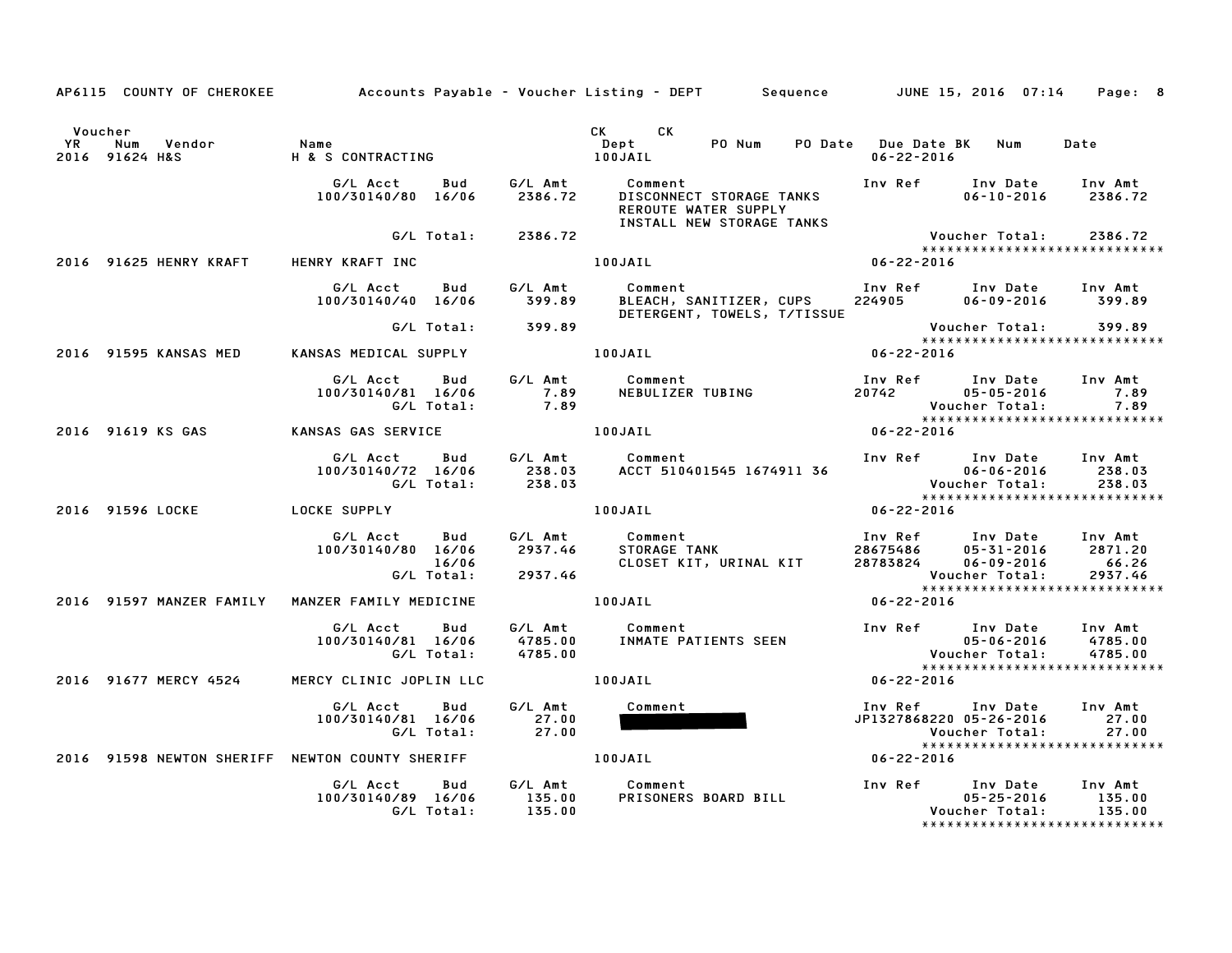AP6115 COUNTY OF CHEROKEE — Accounts Payable - Voucher Listing - DEPT — Sequence — JUNE 15, 2016 07:14

| Voucher YR | Num | Vendor | Name | CK Dept | CK PO Num | PO Date | Due Date BK | Num | Date |
|---|---|---|---|---|---|---|---|---|---|
| 2016 | 91624 | H&S | H & S CONTRACTING | 100JAIL | | | 06-22-2016 | | |

| G/L Acct | Bud | G/L Amt | Comment | Inv Ref | Inv Date | Inv Amt |
|---|---|---|---|---|---|---|
| 100/30140/80 | 16/06 | 2386.72 | DISCONNECT STORAGE TANKS REROUTE WATER SUPPLY INSTALL NEW STORAGE TANKS | | 06-10-2016 | 2386.72 |
| | G/L Total: | 2386.72 | | | Voucher Total: | 2386.72 |

2016 91625 HENRY KRAFT — HENRY KRAFT INC — 100JAIL — 06-22-2016

| G/L Acct | Bud | G/L Amt | Comment | Inv Ref | Inv Date | Inv Amt |
|---|---|---|---|---|---|---|
| 100/30140/40 | 16/06 | 399.89 | BLEACH, SANITIZER, CUPS DETERGENT, TOWELS, T/TISSUE | 224905 | 06-09-2016 | 399.89 |
| | G/L Total: | 399.89 | | | Voucher Total: | 399.89 |

2016 91595 KANSAS MED — KANSAS MEDICAL SUPPLY — 100JAIL — 06-22-2016

| G/L Acct | Bud | G/L Amt | Comment | Inv Ref | Inv Date | Inv Amt |
|---|---|---|---|---|---|---|
| 100/30140/81 | 16/06 | 7.89 | NEBULIZER TUBING | 20742 | 05-05-2016 | 7.89 |
| | G/L Total: | 7.89 | | | Voucher Total: | 7.89 |

2016 91619 KS GAS — KANSAS GAS SERVICE — 100JAIL — 06-22-2016

| G/L Acct | Bud | G/L Amt | Comment | Inv Ref | Inv Date | Inv Amt |
|---|---|---|---|---|---|---|
| 100/30140/72 | 16/06 | 238.03 | ACCT 510401545 1674911 36 | | 06-06-2016 | 238.03 |
| | G/L Total: | 238.03 | | | Voucher Total: | 238.03 |

2016 91596 LOCKE — LOCKE SUPPLY — 100JAIL — 06-22-2016

| G/L Acct | Bud | G/L Amt | Comment | Inv Ref | Inv Date | Inv Amt |
|---|---|---|---|---|---|---|
| 100/30140/80 | 16/06 | 2937.46 | STORAGE TANK | 28675486 | 05-31-2016 | 2871.20 |
| | 16/06 | | CLOSET KIT, URINAL KIT | 28783824 | 06-09-2016 | 66.26 |
| | G/L Total: | 2937.46 | | | Voucher Total: | 2937.46 |

2016 91597 MANZER FAMILY — MANZER FAMILY MEDICINE — 100JAIL — 06-22-2016

| G/L Acct | Bud | G/L Amt | Comment | Inv Ref | Inv Date | Inv Amt |
|---|---|---|---|---|---|---|
| 100/30140/81 | 16/06 | 4785.00 | INMATE PATIENTS SEEN | | 05-06-2016 | 4785.00 |
| | G/L Total: | 4785.00 | | | Voucher Total: | 4785.00 |

2016 91677 MERCY 4524 — MERCY CLINIC JOPLIN LLC — 100JAIL — 06-22-2016

| G/L Acct | Bud | G/L Amt | Comment | Inv Ref | Inv Date | Inv Amt |
|---|---|---|---|---|---|---|
| 100/30140/81 | 16/06 | 27.00 | [REDACTED] | JP1327868220 | 05-26-2016 | 27.00 |
| | G/L Total: | 27.00 | | | Voucher Total: | 27.00 |

2016 91598 NEWTON SHERIFF — NEWTON COUNTY SHERIFF — 100JAIL — 06-22-2016

| G/L Acct | Bud | G/L Amt | Comment | Inv Ref | Inv Date | Inv Amt |
|---|---|---|---|---|---|---|
| 100/30140/89 | 16/06 | 135.00 | PRISONERS BOARD BILL | | 05-25-2016 | 135.00 |
| | G/L Total: | 135.00 | | | Voucher Total: | 135.00 |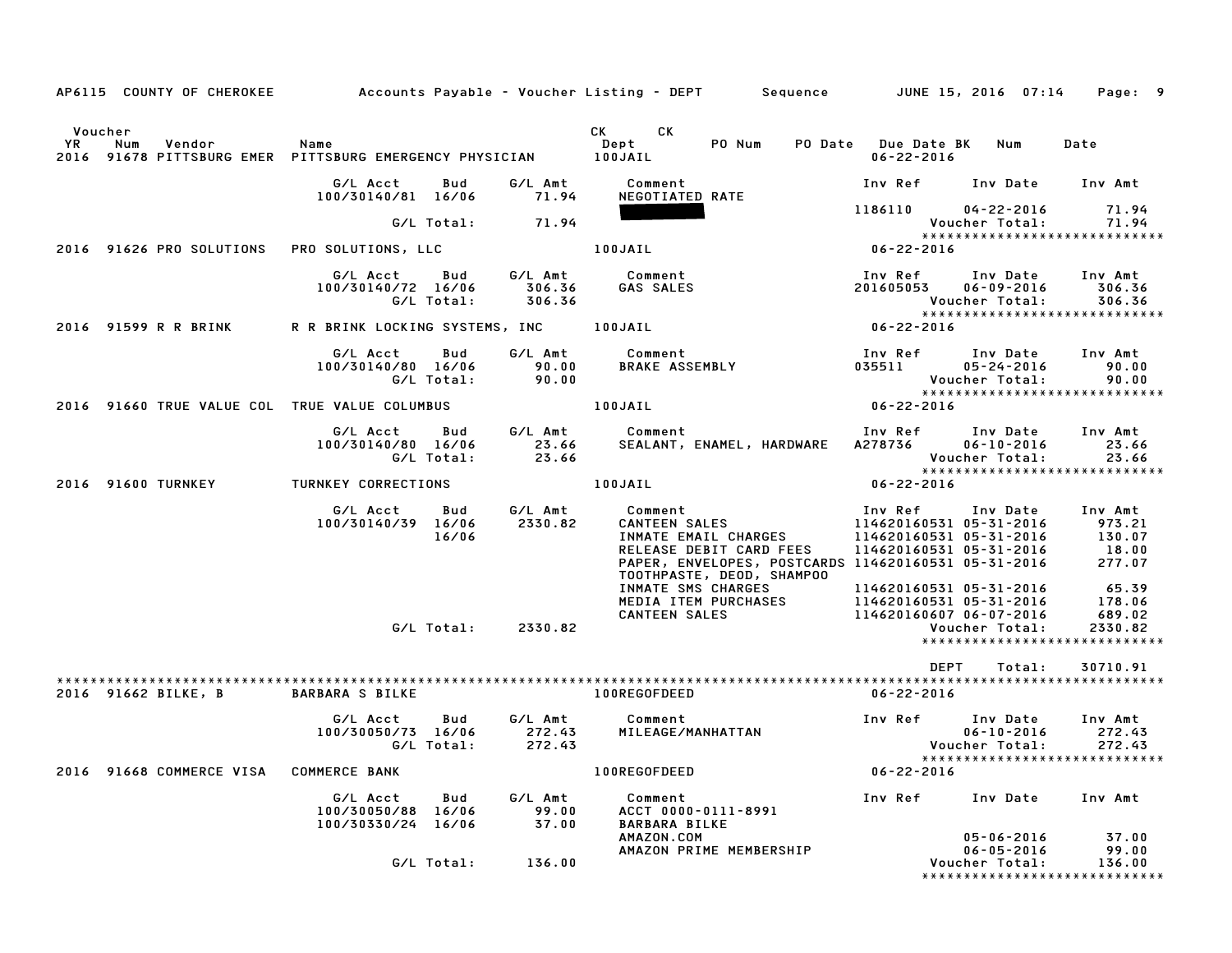AP6115 COUNTY OF CHEROKEE Accounts Payable - Voucher Listing - DEPT Sequence JUNE 15, 2016 07:14

| Voucher YR | Num | Vendor | Name | CK Dept | CK | PO Num | PO Date | Due Date BK | Num | Date |
|---|---|---|---|---|---|---|---|---|---|---|
| 2016 | 91678 | PITTSBURG EMER | PITTSBURG EMERGENCY PHYSICIAN | 100JAIL | | | | 06-22-2016 | | |

| G/L Acct | Bud | G/L Amt | Comment | Inv Ref | Inv Date | Inv Amt |
|---|---|---|---|---|---|---|
| 100/30140/81 | 16/06 | 71.94 | NEGOTIATED RATE | | | |
| | | | ████████ | 1186110 | 04-22-2016 | 71.94 |
| | G/L Total: | 71.94 | | | Voucher Total: | 71.94 |

| Voucher YR | Num | Vendor | Name | CK Dept | Due Date |
|---|---|---|---|---|---|
| 2016 | 91626 | PRO SOLUTIONS | PRO SOLUTIONS, LLC | 100JAIL | 06-22-2016 |

| G/L Acct | Bud | G/L Amt | Comment | Inv Ref | Inv Date | Inv Amt |
|---|---|---|---|---|---|---|
| 100/30140/72 | 16/06 | 306.36 | GAS SALES | 201605053 | 06-09-2016 | 306.36 |
| | G/L Total: | 306.36 | | | Voucher Total: | 306.36 |

| Voucher YR | Num | Vendor | Name | CK Dept | Due Date |
|---|---|---|---|---|---|
| 2016 | 91599 | R R BRINK | R R BRINK LOCKING SYSTEMS, INC | 100JAIL | 06-22-2016 |

| G/L Acct | Bud | G/L Amt | Comment | Inv Ref | Inv Date | Inv Amt |
|---|---|---|---|---|---|---|
| 100/30140/80 | 16/06 | 90.00 | BRAKE ASSEMBLY | 035511 | 05-24-2016 | 90.00 |
| | G/L Total: | 90.00 | | | Voucher Total: | 90.00 |

| Voucher YR | Num | Vendor | Name | CK Dept | Due Date |
|---|---|---|---|---|---|
| 2016 | 91660 | TRUE VALUE COL | TRUE VALUE COLUMBUS | 100JAIL | 06-22-2016 |

| G/L Acct | Bud | G/L Amt | Comment | Inv Ref | Inv Date | Inv Amt |
|---|---|---|---|---|---|---|
| 100/30140/80 | 16/06 | 23.66 | SEALANT, ENAMEL, HARDWARE | A278736 | 06-10-2016 | 23.66 |
| | G/L Total: | 23.66 | | | Voucher Total: | 23.66 |

| Voucher YR | Num | Vendor | Name | CK Dept | Due Date |
|---|---|---|---|---|---|
| 2016 | 91600 | TURNKEY | TURNKEY CORRECTIONS | 100JAIL | 06-22-2016 |

| G/L Acct | Bud | G/L Amt | Comment | Inv Ref | Inv Date | Inv Amt |
|---|---|---|---|---|---|---|
| 100/30140/39 | 16/06 | 2330.82 | CANTEEN SALES | 114620160531 | 05-31-2016 | 973.21 |
| | 16/06 | | INMATE EMAIL CHARGES | 114620160531 | 05-31-2016 | 130.07 |
| | | | RELEASE DEBIT CARD FEES | 114620160531 | 05-31-2016 | 18.00 |
| | | | PAPER, ENVELOPES, POSTCARDS | 114620160531 | 05-31-2016 | 277.07 |
| | | | TOOTHPASTE, DEOD, SHAMPOO | | | |
| | | | INMATE SMS CHARGES | 114620160531 | 05-31-2016 | 65.39 |
| | | | MEDIA ITEM PURCHASES | 114620160531 | 05-31-2016 | 178.06 |
| | | | CANTEEN SALES | 114620160607 | 06-07-2016 | 689.02 |
| | G/L Total: | 2330.82 | | | Voucher Total: | 2330.82 |

DEPT Total: 30710.91

| Voucher YR | Num | Vendor | Name | CK Dept | Due Date |
|---|---|---|---|---|---|
| 2016 | 91662 | BILKE, B | BARBARA S BILKE | 100REGOFDEED | 06-22-2016 |

| G/L Acct | Bud | G/L Amt | Comment | Inv Ref | Inv Date | Inv Amt |
|---|---|---|---|---|---|---|
| 100/30050/73 | 16/06 | 272.43 | MILEAGE/MANHATTAN | | 06-10-2016 | 272.43 |
| | G/L Total: | 272.43 | | | Voucher Total: | 272.43 |

| Voucher YR | Num | Vendor | Name | CK Dept | Due Date |
|---|---|---|---|---|---|
| 2016 | 91668 | COMMERCE VISA | COMMERCE BANK | 100REGOFDEED | 06-22-2016 |

| G/L Acct | Bud | G/L Amt | Comment | Inv Ref | Inv Date | Inv Amt |
|---|---|---|---|---|---|---|
| 100/30050/88 | 16/06 | 99.00 | ACCT 0000-0111-8991 | | | |
| 100/30330/24 | 16/06 | 37.00 | BARBARA BILKE | | | |
| | | | AMAZON.COM | | 05-06-2016 | 37.00 |
| | | | AMAZON PRIME MEMBERSHIP | | 06-05-2016 | 99.00 |
| | G/L Total: | 136.00 | | | Voucher Total: | 136.00 |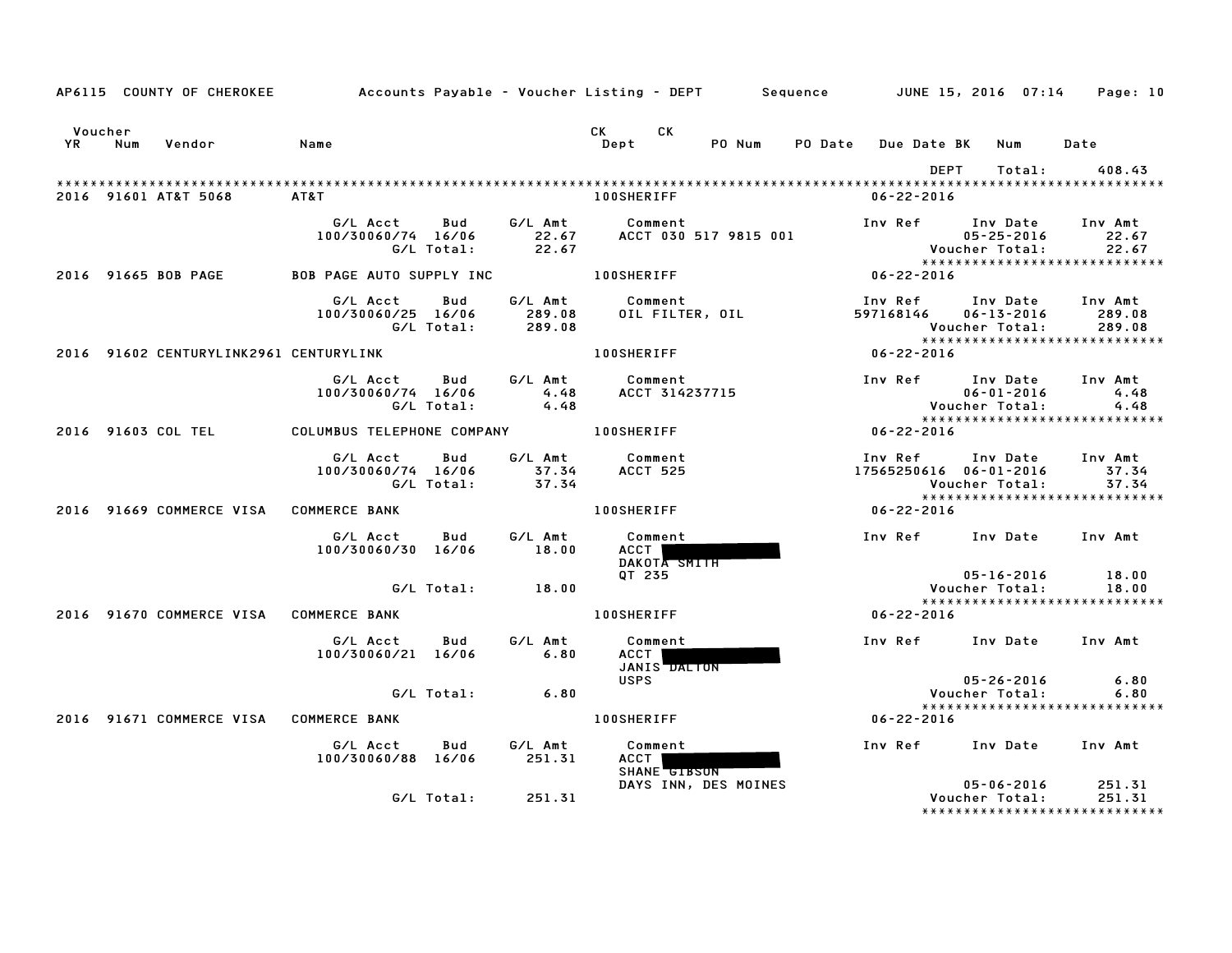AP6115 COUNTY OF CHEROKEE — Accounts Payable - Voucher Listing - DEPT — Sequence — JUNE 15, 2016 07:14

| Voucher YR | Num | Vendor | Name | CK Dept | CK | PO Num | PO Date | Due Date BK | Num | Date |
|---|---|---|---|---|---|---|---|---|---|---|

DEPT Total: 408.43

****************************************************************************************************

**2016 91601 AT&T 5068 — AT&T — 100SHERIFF — 06-22-2016**

| G/L Acct | Bud | G/L Amt | Comment | Inv Ref | Inv Date | Inv Amt |
|---|---|---|---|---|---|---|
| 100/30060/74 | 16/06 | 22.67 | ACCT 030 517 9815 001 | | 05-25-2016 | 22.67 |
| | G/L Total: | 22.67 | | | Voucher Total: | 22.67 |

****************************

**2016 91665 BOB PAGE — BOB PAGE AUTO SUPPLY INC — 100SHERIFF — 06-22-2016**

| G/L Acct | Bud | G/L Amt | Comment | Inv Ref | Inv Date | Inv Amt |
|---|---|---|---|---|---|---|
| 100/30060/25 | 16/06 | 289.08 | OIL FILTER, OIL | 597168146 | 06-13-2016 | 289.08 |
| | G/L Total: | 289.08 | | | Voucher Total: | 289.08 |

****************************

**2016 91602 CENTURYLINK2961 CENTURYLINK — 100SHERIFF — 06-22-2016**

| G/L Acct | Bud | G/L Amt | Comment | Inv Ref | Inv Date | Inv Amt |
|---|---|---|---|---|---|---|
| 100/30060/74 | 16/06 | 4.48 | ACCT 314237715 | | 06-01-2016 | 4.48 |
| | G/L Total: | 4.48 | | | Voucher Total: | 4.48 |

****************************

**2016 91603 COL TEL — COLUMBUS TELEPHONE COMPANY — 100SHERIFF — 06-22-2016**

| G/L Acct | Bud | G/L Amt | Comment | Inv Ref | Inv Date | Inv Amt |
|---|---|---|---|---|---|---|
| 100/30060/74 | 16/06 | 37.34 | ACCT 525 | 17565250616 | 06-01-2016 | 37.34 |
| | G/L Total: | 37.34 | | | Voucher Total: | 37.34 |

****************************

**2016 91669 COMMERCE VISA — COMMERCE BANK — 100SHERIFF — 06-22-2016**

| G/L Acct | Bud | G/L Amt | Comment | Inv Ref | Inv Date | Inv Amt |
|---|---|---|---|---|---|---|
| 100/30060/30 | 16/06 | 18.00 | ACCT [REDACTED] DAKOTA SMITH QT 235 | | 05-16-2016 | 18.00 |
| | G/L Total: | 18.00 | | | Voucher Total: | 18.00 |

****************************

**2016 91670 COMMERCE VISA — COMMERCE BANK — 100SHERIFF — 06-22-2016**

| G/L Acct | Bud | G/L Amt | Comment | Inv Ref | Inv Date | Inv Amt |
|---|---|---|---|---|---|---|
| 100/30060/21 | 16/06 | 6.80 | ACCT [REDACTED] JANIS DALTON USPS | | 05-26-2016 | 6.80 |
| | G/L Total: | 6.80 | | | Voucher Total: | 6.80 |

****************************

**2016 91671 COMMERCE VISA — COMMERCE BANK — 100SHERIFF — 06-22-2016**

| G/L Acct | Bud | G/L Amt | Comment | Inv Ref | Inv Date | Inv Amt |
|---|---|---|---|---|---|---|
| 100/30060/88 | 16/06 | 251.31 | ACCT [REDACTED] SHANE GIBSON DAYS INN, DES MOINES | | 05-06-2016 | 251.31 |
| | G/L Total: | 251.31 | | | Voucher Total: | 251.31 |

****************************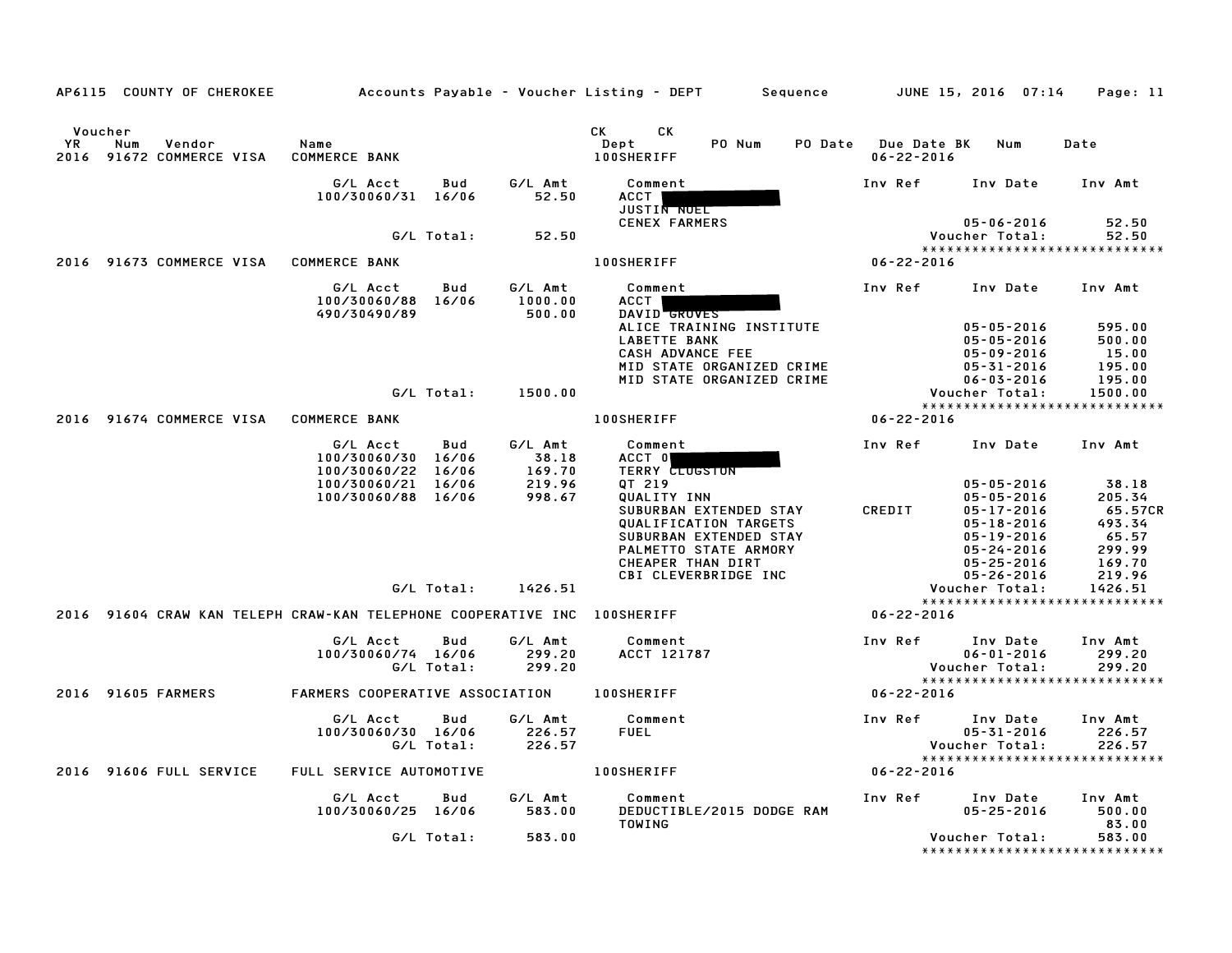AP6115 COUNTY OF CHEROKEE — Accounts Payable - Voucher Listing - DEPT — Sequence — JUNE 15, 2016 07:14

| Voucher YR | Num | Vendor | Name | CK Dept | CK PO Num | PO Date | Due Date BK | Num | Date |
|---|---|---|---|---|---|---|---|---|---|
| 2016 | 91672 | COMMERCE VISA | COMMERCE BANK | 100SHERIFF | | | 06-22-2016 | | |

| G/L Acct | Bud | G/L Amt | Comment | Inv Ref | Inv Date | Inv Amt |
|---|---|---|---|---|---|---|
| 100/30060/31 | 16/06 | 52.50 | ACCT [redacted] | | | |
| | | | JUSTIN NOEL | | | |
| | | | CENEX FARMERS | | 05-06-2016 | 52.50 |
| | G/L Total: | 52.50 | | | Voucher Total: | 52.50 |

****************************

| Voucher YR | Num | Vendor | Name | Dept | Due Date |
|---|---|---|---|---|---|
| 2016 | 91673 | COMMERCE VISA | COMMERCE BANK | 100SHERIFF | 06-22-2016 |

| G/L Acct | Bud | G/L Amt | Comment | Inv Ref | Inv Date | Inv Amt |
|---|---|---|---|---|---|---|
| 100/30060/88 | 16/06 | 1000.00 | ACCT [redacted] | | | |
| 490/30490/89 | | 500.00 | DAVID GROVES | | | |
| | | | ALICE TRAINING INSTITUTE | | 05-05-2016 | 595.00 |
| | | | LABETTE BANK | | 05-05-2016 | 500.00 |
| | | | CASH ADVANCE FEE | | 05-09-2016 | 15.00 |
| | | | MID STATE ORGANIZED CRIME | | 05-31-2016 | 195.00 |
| | | | MID STATE ORGANIZED CRIME | | 06-03-2016 | 195.00 |
| | G/L Total: | 1500.00 | | | Voucher Total: | 1500.00 |

****************************

| Voucher YR | Num | Vendor | Name | Dept | Due Date |
|---|---|---|---|---|---|
| 2016 | 91674 | COMMERCE VISA | COMMERCE BANK | 100SHERIFF | 06-22-2016 |

| G/L Acct | Bud | G/L Amt | Comment | Inv Ref | Inv Date | Inv Amt |
|---|---|---|---|---|---|---|
| 100/30060/30 | 16/06 | 38.18 | ACCT 0[redacted] | | | |
| 100/30060/22 | 16/06 | 169.70 | TERRY CLUGSTON | | | |
| 100/30060/21 | 16/06 | 219.96 | QT 219 | | 05-05-2016 | 38.18 |
| 100/30060/88 | 16/06 | 998.67 | QUALITY INN | | 05-05-2016 | 205.34 |
| | | | SUBURBAN EXTENDED STAY | CREDIT | 05-17-2016 | 65.57CR |
| | | | QUALIFICATION TARGETS | | 05-18-2016 | 493.34 |
| | | | SUBURBAN EXTENDED STAY | | 05-19-2016 | 65.57 |
| | | | PALMETTO STATE ARMORY | | 05-24-2016 | 299.99 |
| | | | CHEAPER THAN DIRT | | 05-25-2016 | 169.70 |
| | | | CBI CLEVERBRIDGE INC | | 05-26-2016 | 219.96 |
| | G/L Total: | 1426.51 | | | Voucher Total: | 1426.51 |

****************************

| Voucher YR | Num | Vendor | Name | Dept | Due Date |
|---|---|---|---|---|---|
| 2016 | 91604 | CRAW KAN TELEPH | CRAW-KAN TELEPHONE COOPERATIVE INC | 100SHERIFF | 06-22-2016 |

| G/L Acct | Bud | G/L Amt | Comment | Inv Ref | Inv Date | Inv Amt |
|---|---|---|---|---|---|---|
| 100/30060/74 | 16/06 | 299.20 | ACCT 121787 | | 06-01-2016 | 299.20 |
| | G/L Total: | 299.20 | | | Voucher Total: | 299.20 |

****************************

| Voucher YR | Num | Vendor | Name | Dept | Due Date |
|---|---|---|---|---|---|
| 2016 | 91605 | FARMERS | FARMERS COOPERATIVE ASSOCIATION | 100SHERIFF | 06-22-2016 |

| G/L Acct | Bud | G/L Amt | Comment | Inv Ref | Inv Date | Inv Amt |
|---|---|---|---|---|---|---|
| 100/30060/30 | 16/06 | 226.57 | FUEL | | 05-31-2016 | 226.57 |
| | G/L Total: | 226.57 | | | Voucher Total: | 226.57 |

****************************

| Voucher YR | Num | Vendor | Name | Dept | Due Date |
|---|---|---|---|---|---|
| 2016 | 91606 | FULL SERVICE | FULL SERVICE AUTOMOTIVE | 100SHERIFF | 06-22-2016 |

| G/L Acct | Bud | G/L Amt | Comment | Inv Ref | Inv Date | Inv Amt |
|---|---|---|---|---|---|---|
| 100/30060/25 | 16/06 | 583.00 | DEDUCTIBLE/2015 DODGE RAM | | 05-25-2016 | 500.00 |
| | | | TOWING | | | 83.00 |
| | G/L Total: | 583.00 | | | Voucher Total: | 583.00 |

****************************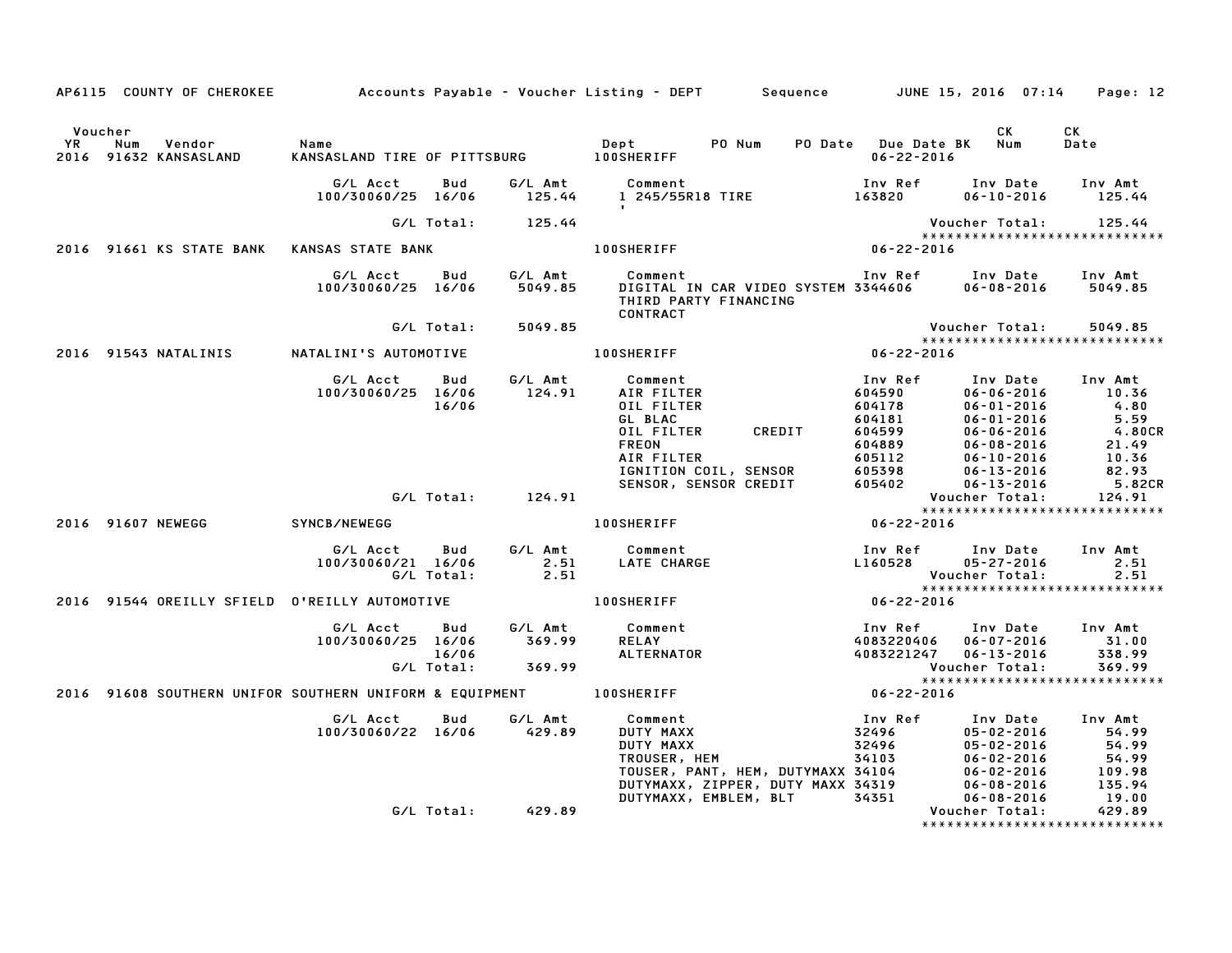AP6115 COUNTY OF CHEROKEE Accounts Payable - Voucher Listing - DEPT Sequence JUNE 15, 2016 07:14 Page: 12

| Voucher YR | Num | Vendor | Name | Dept | PO Num | PO Date | Due Date BK | CK Num | CK Date |
|---|---|---|---|---|---|---|---|---|---|
| 2016 | 91632 | KANSASLAND | KANSASLAND TIRE OF PITTSBURG | 100SHERIFF | | | 06-22-2016 | | |

| G/L Acct | Bud | G/L Amt | Comment | Inv Ref | Inv Date | Inv Amt |
|---|---|---|---|---|---|---|
| 100/30060/25 | 16/06 | 125.44 | 1 245/55R18 TIRE | 163820 | 06-10-2016 | 125.44 |
| | G/L Total: | 125.44 | | | Voucher Total: | 125.44 |

*****************************

| Voucher YR | Num | Vendor | Name | Dept | Due Date BK |
|---|---|---|---|---|---|
| 2016 | 91661 | KS STATE BANK | KANSAS STATE BANK | 100SHERIFF | 06-22-2016 |

| G/L Acct | Bud | G/L Amt | Comment | Inv Ref | Inv Date | Inv Amt |
|---|---|---|---|---|---|---|
| 100/30060/25 | 16/06 | 5049.85 | DIGITAL IN CAR VIDEO SYSTEM THIRD PARTY FINANCING CONTRACT | 3344606 | 06-08-2016 | 5049.85 |
| | G/L Total: | 5049.85 | | | Voucher Total: | 5049.85 |

*****************************

| Voucher YR | Num | Vendor | Name | Dept | Due Date BK |
|---|---|---|---|---|---|
| 2016 | 91543 | NATALINIS | NATALINI'S AUTOMOTIVE | 100SHERIFF | 06-22-2016 |

| G/L Acct | Bud | G/L Amt | Comment | Inv Ref | Inv Date | Inv Amt |
|---|---|---|---|---|---|---|
| 100/30060/25 | 16/06 | 124.91 | AIR FILTER | 604590 | 06-06-2016 | 10.36 |
| | 16/06 | | OIL FILTER | 604178 | 06-01-2016 | 4.80 |
| | | | GL BLAC | 604181 | 06-01-2016 | 5.59 |
| | | | OIL FILTER CREDIT | 604599 | 06-06-2016 | 4.80CR |
| | | | FREON | 604889 | 06-08-2016 | 21.49 |
| | | | AIR FILTER | 605112 | 06-10-2016 | 10.36 |
| | | | IGNITION COIL, SENSOR | 605398 | 06-13-2016 | 82.93 |
| | | | SENSOR, SENSOR CREDIT | 605402 | 06-13-2016 | 5.82CR |
| | G/L Total: | 124.91 | | | Voucher Total: | 124.91 |

*****************************

| Voucher YR | Num | Vendor | Name | Dept | Due Date BK |
|---|---|---|---|---|---|
| 2016 | 91607 | NEWEGG | SYNCB/NEWEGG | 100SHERIFF | 06-22-2016 |

| G/L Acct | Bud | G/L Amt | Comment | Inv Ref | Inv Date | Inv Amt |
|---|---|---|---|---|---|---|
| 100/30060/21 | 16/06 | 2.51 | LATE CHARGE | L160528 | 05-27-2016 | 2.51 |
| | G/L Total: | 2.51 | | | Voucher Total: | 2.51 |

*****************************

| Voucher YR | Num | Vendor | Name | Dept | Due Date BK |
|---|---|---|---|---|---|
| 2016 | 91544 | OREILLY SFIELD | O'REILLY AUTOMOTIVE | 100SHERIFF | 06-22-2016 |

| G/L Acct | Bud | G/L Amt | Comment | Inv Ref | Inv Date | Inv Amt |
|---|---|---|---|---|---|---|
| 100/30060/25 | 16/06 | 369.99 | RELAY | 4083220406 | 06-07-2016 | 31.00 |
| | 16/06 | | ALTERNATOR | 4083221247 | 06-13-2016 | 338.99 |
| | G/L Total: | 369.99 | | | Voucher Total: | 369.99 |

*****************************

| Voucher YR | Num | Vendor | Name | Dept | Due Date BK |
|---|---|---|---|---|---|
| 2016 | 91608 | SOUTHERN UNIFOR | SOUTHERN UNIFORM & EQUIPMENT | 100SHERIFF | 06-22-2016 |

| G/L Acct | Bud | G/L Amt | Comment | Inv Ref | Inv Date | Inv Amt |
|---|---|---|---|---|---|---|
| 100/30060/22 | 16/06 | 429.89 | DUTY MAXX | 32496 | 05-02-2016 | 54.99 |
| | | | DUTY MAXX | 32496 | 05-02-2016 | 54.99 |
| | | | TROUSER, HEM | 34103 | 06-02-2016 | 54.99 |
| | | | TOUSER, PANT, HEM, DUTYMAXX | 34104 | 06-02-2016 | 109.98 |
| | | | DUTYMAXX, ZIPPER, DUTY MAXX | 34319 | 06-08-2016 | 135.94 |
| | | | DUTYMAXX, EMBLEM, BLT | 34351 | 06-08-2016 | 19.00 |
| | G/L Total: | 429.89 | | | Voucher Total: | 429.89 |

*****************************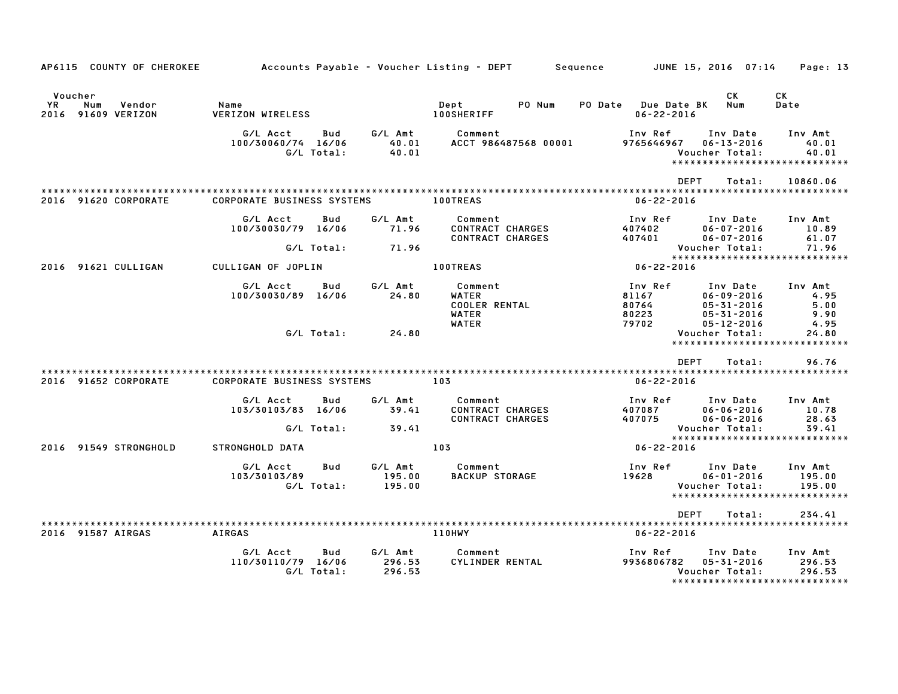AP6115 COUNTY OF CHEROKEE — Accounts Payable - Voucher Listing - DEPT — Sequence — JUNE 15, 2016 07:14

| Voucher YR | Num | Vendor | Name | Dept | PO Num | PO Date | Due Date | BK | CK Num | CK Date |
|---|---|---|---|---|---|---|---|---|---|---|
| 2016 | 91609 | VERIZON | VERIZON WIRELESS | 100SHERIFF | | | 06-22-2016 | | | |

| G/L Acct | Bud | G/L Amt | Comment | Inv Ref | Inv Date | Inv Amt |
|---|---|---|---|---|---|---|
| 100/30060/74 | 16/06 | 40.01 | ACCT 986487568 00001 | 9765646967 | 06-13-2016 | 40.01 |
| | G/L Total: | 40.01 | | | Voucher Total: | 40.01 |

DEPT Total: 10860.06

| Voucher YR | Num | Vendor | Name | Dept | Due Date |
|---|---|---|---|---|---|
| 2016 | 91620 | CORPORATE | CORPORATE BUSINESS SYSTEMS | 100TREAS | 06-22-2016 |

| G/L Acct | Bud | G/L Amt | Comment | Inv Ref | Inv Date | Inv Amt |
|---|---|---|---|---|---|---|
| 100/30030/79 | 16/06 | 71.96 | CONTRACT CHARGES | 407402 | 06-07-2016 | 10.89 |
| | | | CONTRACT CHARGES | 407401 | 06-07-2016 | 61.07 |
| | G/L Total: | 71.96 | | | Voucher Total: | 71.96 |

| Voucher YR | Num | Vendor | Name | Dept | Due Date |
|---|---|---|---|---|---|
| 2016 | 91621 | CULLIGAN | CULLIGAN OF JOPLIN | 100TREAS | 06-22-2016 |

| G/L Acct | Bud | G/L Amt | Comment | Inv Ref | Inv Date | Inv Amt |
|---|---|---|---|---|---|---|
| 100/30030/89 | 16/06 | 24.80 | WATER | 81167 | 06-09-2016 | 4.95 |
| | | | COOLER RENTAL | 80764 | 05-31-2016 | 5.00 |
| | | | WATER | 80223 | 05-31-2016 | 9.90 |
| | | | WATER | 79702 | 05-12-2016 | 4.95 |
| | G/L Total: | 24.80 | | | Voucher Total: | 24.80 |

DEPT Total: 96.76

| Voucher YR | Num | Vendor | Name | Dept | Due Date |
|---|---|---|---|---|---|
| 2016 | 91652 | CORPORATE | CORPORATE BUSINESS SYSTEMS | 103 | 06-22-2016 |

| G/L Acct | Bud | G/L Amt | Comment | Inv Ref | Inv Date | Inv Amt |
|---|---|---|---|---|---|---|
| 103/30103/83 | 16/06 | 39.41 | CONTRACT CHARGES | 407087 | 06-06-2016 | 10.78 |
| | | | CONTRACT CHARGES | 407075 | 06-06-2016 | 28.63 |
| | G/L Total: | 39.41 | | | Voucher Total: | 39.41 |

| Voucher YR | Num | Vendor | Name | Dept | Due Date |
|---|---|---|---|---|---|
| 2016 | 91549 | STRONGHOLD | STRONGHOLD DATA | 103 | 06-22-2016 |

| G/L Acct | Bud | G/L Amt | Comment | Inv Ref | Inv Date | Inv Amt |
|---|---|---|---|---|---|---|
| 103/30103/89 | | 195.00 | BACKUP STORAGE | 19628 | 06-01-2016 | 195.00 |
| | G/L Total: | 195.00 | | | Voucher Total: | 195.00 |

DEPT Total: 234.41

| Voucher YR | Num | Vendor | Name | Dept | Due Date |
|---|---|---|---|---|---|
| 2016 | 91587 | AIRGAS | AIRGAS | 110HWY | 06-22-2016 |

| G/L Acct | Bud | G/L Amt | Comment | Inv Ref | Inv Date | Inv Amt |
|---|---|---|---|---|---|---|
| 110/30110/79 | 16/06 | 296.53 | CYLINDER RENTAL | 9936806782 | 05-31-2016 | 296.53 |
| | G/L Total: | 296.53 | | | Voucher Total: | 296.53 |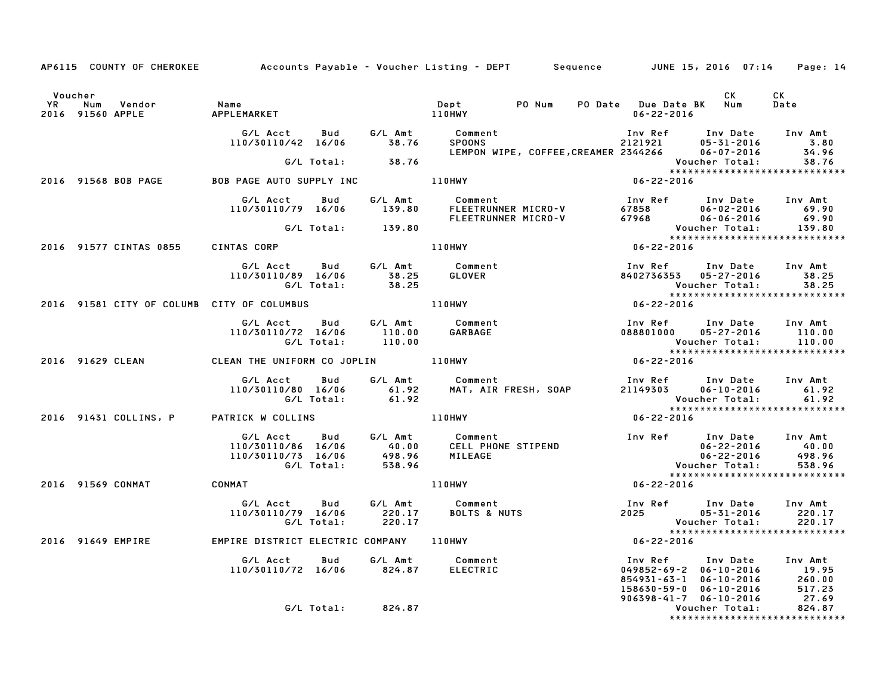AP6115 COUNTY OF CHEROKEE — Accounts Payable - Voucher Listing - DEPT — Sequence — JUNE 15, 2016 07:14

| Voucher YR | Num | Vendor | Name | Dept | PO Num | PO Date | Due Date BK | CK Num | CK Date |
|---|---|---|---|---|---|---|---|---|---|
| 2016 | 91560 | APPLE | APPLEMARKET | 110HWY | | | 06-22-2016 | | |

| G/L Acct | Bud | G/L Amt | Comment | Inv Ref | Inv Date | Inv Amt |
|---|---|---|---|---|---|---|
| 110/30110/42 | 16/06 | 38.76 | SPOONS | 2121921 | 05-31-2016 | 3.80 |
| | | | LEMPON WIPE, COFFEE,CREAMER | 2344266 | 06-07-2016 | 34.96 |
| | G/L Total: | 38.76 | | | Voucher Total: | 38.76 |

| Voucher YR | Num | Vendor | Name | Dept | Due Date BK |
|---|---|---|---|---|---|
| 2016 | 91568 | BOB PAGE | BOB PAGE AUTO SUPPLY INC | 110HWY | 06-22-2016 |

| G/L Acct | Bud | G/L Amt | Comment | Inv Ref | Inv Date | Inv Amt |
|---|---|---|---|---|---|---|
| 110/30110/79 | 16/06 | 139.80 | FLEETRUNNER MICRO-V | 67858 | 06-02-2016 | 69.90 |
| | | | FLEETRUNNER MICRO-V | 67968 | 06-06-2016 | 69.90 |
| | G/L Total: | 139.80 | | | Voucher Total: | 139.80 |

| Voucher YR | Num | Vendor | Name | Dept | Due Date BK |
|---|---|---|---|---|---|
| 2016 | 91577 | CINTAS 0855 | CINTAS CORP | 110HWY | 06-22-2016 |

| G/L Acct | Bud | G/L Amt | Comment | Inv Ref | Inv Date | Inv Amt |
|---|---|---|---|---|---|---|
| 110/30110/89 | 16/06 | 38.25 | GLOVER | 8402736353 | 05-27-2016 | 38.25 |
| | G/L Total: | 38.25 | | | Voucher Total: | 38.25 |

| Voucher YR | Num | Vendor | Name | Dept | Due Date BK |
|---|---|---|---|---|---|
| 2016 | 91581 | CITY OF COLUMB | CITY OF COLUMBUS | 110HWY | 06-22-2016 |

| G/L Acct | Bud | G/L Amt | Comment | Inv Ref | Inv Date | Inv Amt |
|---|---|---|---|---|---|---|
| 110/30110/72 | 16/06 | 110.00 | GARBAGE | 088801000 | 05-27-2016 | 110.00 |
| | G/L Total: | 110.00 | | | Voucher Total: | 110.00 |

| Voucher YR | Num | Vendor | Name | Dept | Due Date BK |
|---|---|---|---|---|---|
| 2016 | 91629 | CLEAN | CLEAN THE UNIFORM CO JOPLIN | 110HWY | 06-22-2016 |

| G/L Acct | Bud | G/L Amt | Comment | Inv Ref | Inv Date | Inv Amt |
|---|---|---|---|---|---|---|
| 110/30110/80 | 16/06 | 61.92 | MAT, AIR FRESH, SOAP | 21149303 | 06-10-2016 | 61.92 |
| | G/L Total: | 61.92 | | | Voucher Total: | 61.92 |

| Voucher YR | Num | Vendor | Name | Dept | Due Date BK |
|---|---|---|---|---|---|
| 2016 | 91431 | COLLINS, P | PATRICK W COLLINS | 110HWY | 06-22-2016 |

| G/L Acct | Bud | G/L Amt | Comment | Inv Ref | Inv Date | Inv Amt |
|---|---|---|---|---|---|---|
| 110/30110/86 | 16/06 | 40.00 | CELL PHONE STIPEND | | 06-22-2016 | 40.00 |
| 110/30110/73 | 16/06 | 498.96 | MILEAGE | | 06-22-2016 | 498.96 |
| | G/L Total: | 538.96 | | | Voucher Total: | 538.96 |

| Voucher YR | Num | Vendor | Name | Dept | Due Date BK |
|---|---|---|---|---|---|
| 2016 | 91569 | CONMAT | CONMAT | 110HWY | 06-22-2016 |

| G/L Acct | Bud | G/L Amt | Comment | Inv Ref | Inv Date | Inv Amt |
|---|---|---|---|---|---|---|
| 110/30110/79 | 16/06 | 220.17 | BOLTS & NUTS | 2025 | 05-31-2016 | 220.17 |
| | G/L Total: | 220.17 | | | Voucher Total: | 220.17 |

| Voucher YR | Num | Vendor | Name | Dept | Due Date BK |
|---|---|---|---|---|---|
| 2016 | 91649 | EMPIRE | EMPIRE DISTRICT ELECTRIC COMPANY | 110HWY | 06-22-2016 |

| G/L Acct | Bud | G/L Amt | Comment | Inv Ref | Inv Date | Inv Amt |
|---|---|---|---|---|---|---|
| 110/30110/72 | 16/06 | 824.87 | ELECTRIC | 049852-69-2 | 06-10-2016 | 19.95 |
| | | | | 854931-63-1 | 06-10-2016 | 260.00 |
| | | | | 158630-59-0 | 06-10-2016 | 517.23 |
| | | | | 906398-41-7 | 06-10-2016 | 27.69 |
| | G/L Total: | 824.87 | | | Voucher Total: | 824.87 |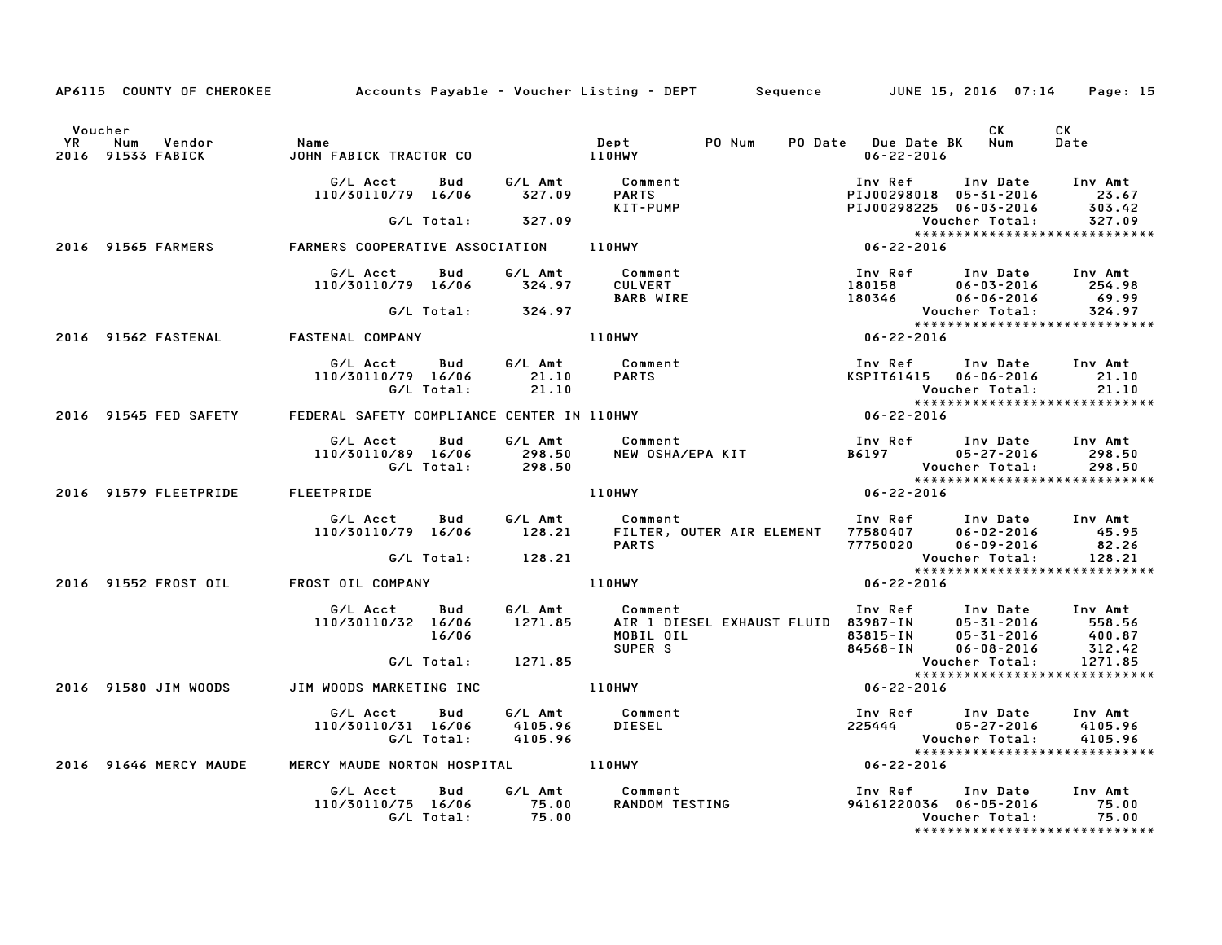AP6115 COUNTY OF CHEROKEE — Accounts Payable - Voucher Listing - DEPT — Sequence — JUNE 15, 2016 07:14

| Voucher YR | Num | Vendor | Name | Dept | PO Num | PO Date | Due Date BK | CK Num | CK Date |
|---|---|---|---|---|---|---|---|---|---|
| 2016 | 91533 | FABICK | JOHN FABICK TRACTOR CO | 110HWY | | | 06-22-2016 | | |

| G/L Acct | Bud | G/L Amt | Comment | Inv Ref | Inv Date | Inv Amt |
|---|---|---|---|---|---|---|
| 110/30110/79 | 16/06 | 327.09 | PARTS | PIJ00298018 | 05-31-2016 | 23.67 |
| | | | KIT-PUMP | PIJ00298225 | 06-03-2016 | 303.42 |
| | G/L Total: | 327.09 | | | Voucher Total: | 327.09 |

*****************************

| Voucher YR | Num | Vendor | Name | Dept | PO Num | PO Date | Due Date BK | CK Num | CK Date |
|---|---|---|---|---|---|---|---|---|---|
| 2016 | 91565 | FARMERS | FARMERS COOPERATIVE ASSOCIATION | 110HWY | | | 06-22-2016 | | |

| G/L Acct | Bud | G/L Amt | Comment | Inv Ref | Inv Date | Inv Amt |
|---|---|---|---|---|---|---|
| 110/30110/79 | 16/06 | 324.97 | CULVERT | 180158 | 06-03-2016 | 254.98 |
| | | | BARB WIRE | 180346 | 06-06-2016 | 69.99 |
| | G/L Total: | 324.97 | | | Voucher Total: | 324.97 |

*****************************

| Voucher YR | Num | Vendor | Name | Dept | PO Num | PO Date | Due Date BK | CK Num | CK Date |
|---|---|---|---|---|---|---|---|---|---|
| 2016 | 91562 | FASTENAL | FASTENAL COMPANY | 110HWY | | | 06-22-2016 | | |

| G/L Acct | Bud | G/L Amt | Comment | Inv Ref | Inv Date | Inv Amt |
|---|---|---|---|---|---|---|
| 110/30110/79 | 16/06 | 21.10 | PARTS | KSPIT61415 | 06-06-2016 | 21.10 |
| | G/L Total: | 21.10 | | | Voucher Total: | 21.10 |

*****************************

| Voucher YR | Num | Vendor | Name | Dept | PO Num | PO Date | Due Date BK | CK Num | CK Date |
|---|---|---|---|---|---|---|---|---|---|
| 2016 | 91545 | FED SAFETY | FEDERAL SAFETY COMPLIANCE CENTER IN | 110HWY | | | 06-22-2016 | | |

| G/L Acct | Bud | G/L Amt | Comment | Inv Ref | Inv Date | Inv Amt |
|---|---|---|---|---|---|---|
| 110/30110/89 | 16/06 | 298.50 | NEW OSHA/EPA KIT | B6197 | 05-27-2016 | 298.50 |
| | G/L Total: | 298.50 | | | Voucher Total: | 298.50 |

*****************************

| Voucher YR | Num | Vendor | Name | Dept | PO Num | PO Date | Due Date BK | CK Num | CK Date |
|---|---|---|---|---|---|---|---|---|---|
| 2016 | 91579 | FLEETPRIDE | FLEETPRIDE | 110HWY | | | 06-22-2016 | | |

| G/L Acct | Bud | G/L Amt | Comment | Inv Ref | Inv Date | Inv Amt |
|---|---|---|---|---|---|---|
| 110/30110/79 | 16/06 | 128.21 | FILTER, OUTER AIR ELEMENT | 77580407 | 06-02-2016 | 45.95 |
| | | | PARTS | 77750020 | 06-09-2016 | 82.26 |
| | G/L Total: | 128.21 | | | Voucher Total: | 128.21 |

*****************************

| Voucher YR | Num | Vendor | Name | Dept | PO Num | PO Date | Due Date BK | CK Num | CK Date |
|---|---|---|---|---|---|---|---|---|---|
| 2016 | 91552 | FROST OIL | FROST OIL COMPANY | 110HWY | | | 06-22-2016 | | |

| G/L Acct | Bud | G/L Amt | Comment | Inv Ref | Inv Date | Inv Amt |
|---|---|---|---|---|---|---|
| 110/30110/32 | 16/06 | 1271.85 | AIR 1 DIESEL EXHAUST FLUID | 83987-IN | 05-31-2016 | 558.56 |
| | 16/06 | | MOBIL OIL | 83815-IN | 05-31-2016 | 400.87 |
| | | | SUPER S | 84568-IN | 06-08-2016 | 312.42 |
| | G/L Total: | 1271.85 | | | Voucher Total: | 1271.85 |

*****************************

| Voucher YR | Num | Vendor | Name | Dept | PO Num | PO Date | Due Date BK | CK Num | CK Date |
|---|---|---|---|---|---|---|---|---|---|
| 2016 | 91580 | JIM WOODS | JIM WOODS MARKETING INC | 110HWY | | | 06-22-2016 | | |

| G/L Acct | Bud | G/L Amt | Comment | Inv Ref | Inv Date | Inv Amt |
|---|---|---|---|---|---|---|
| 110/30110/31 | 16/06 | 4105.96 | DIESEL | 225444 | 05-27-2016 | 4105.96 |
| | G/L Total: | 4105.96 | | | Voucher Total: | 4105.96 |

*****************************

| Voucher YR | Num | Vendor | Name | Dept | PO Num | PO Date | Due Date BK | CK Num | CK Date |
|---|---|---|---|---|---|---|---|---|---|
| 2016 | 91646 | MERCY MAUDE | MERCY MAUDE NORTON HOSPITAL | 110HWY | | | 06-22-2016 | | |

| G/L Acct | Bud | G/L Amt | Comment | Inv Ref | Inv Date | Inv Amt |
|---|---|---|---|---|---|---|
| 110/30110/75 | 16/06 | 75.00 | RANDOM TESTING | 94161220036 | 06-05-2016 | 75.00 |
| | G/L Total: | 75.00 | | | Voucher Total: | 75.00 |

*****************************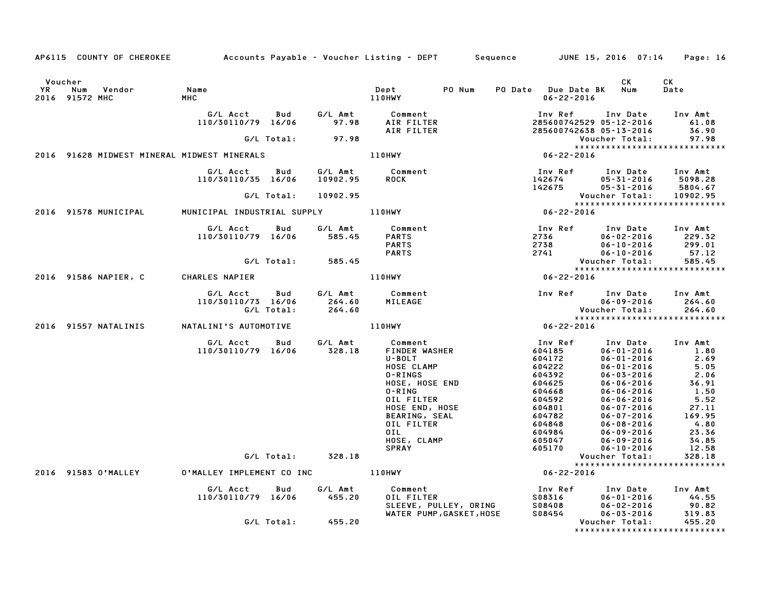AP6115 COUNTY OF CHEROKEE — Accounts Payable - Voucher Listing - DEPT — Sequence — JUNE 15, 2016 07:14

| Voucher YR | Num | Vendor | Name | Dept | PO Num | PO Date | Due Date BK | CK Num | CK Date |
|---|---|---|---|---|---|---|---|---|---|
| 2016 | 91572 | MHC | MHC | 110HWY | | | 06-22-2016 | | |

| G/L Acct | Bud | G/L Amt | Comment | Inv Ref | Inv Date | Inv Amt |
|---|---|---|---|---|---|---|
| 110/30110/79 | 16/06 | 97.98 | AIR FILTER | 285600742529 | 05-12-2016 | 61.08 |
| | | | AIR FILTER | 285600742638 | 05-13-2016 | 36.90 |
| | G/L Total: | 97.98 | | | Voucher Total: | 97.98 |

*****************************

| Voucher YR | Num | Vendor | Name | Dept | PO Num | PO Date | Due Date BK | CK Num | CK Date |
|---|---|---|---|---|---|---|---|---|---|
| 2016 | 91628 | MIDWEST MINERAL | MIDWEST MINERALS | 110HWY | | | 06-22-2016 | | |

| G/L Acct | Bud | G/L Amt | Comment | Inv Ref | Inv Date | Inv Amt |
|---|---|---|---|---|---|---|
| 110/30110/35 | 16/06 | 10902.95 | ROCK | 142674 | 05-31-2016 | 5098.28 |
| | | | | 142675 | 05-31-2016 | 5804.67 |
| | G/L Total: | 10902.95 | | | Voucher Total: | 10902.95 |

*****************************

| Voucher YR | Num | Vendor | Name | Dept | PO Num | PO Date | Due Date BK | CK Num | CK Date |
|---|---|---|---|---|---|---|---|---|---|
| 2016 | 91578 | MUNICIPAL | MUNICIPAL INDUSTRIAL SUPPLY | 110HWY | | | 06-22-2016 | | |

| G/L Acct | Bud | G/L Amt | Comment | Inv Ref | Inv Date | Inv Amt |
|---|---|---|---|---|---|---|
| 110/30110/79 | 16/06 | 585.45 | PARTS | 2736 | 06-02-2016 | 229.32 |
| | | | PARTS | 2738 | 06-10-2016 | 299.01 |
| | | | PARTS | 2741 | 06-10-2016 | 57.12 |
| | G/L Total: | 585.45 | | | Voucher Total: | 585.45 |

*****************************

| Voucher YR | Num | Vendor | Name | Dept | PO Num | PO Date | Due Date BK | CK Num | CK Date |
|---|---|---|---|---|---|---|---|---|---|
| 2016 | 91586 | NAPIER, C | CHARLES NAPIER | 110HWY | | | 06-22-2016 | | |

| G/L Acct | Bud | G/L Amt | Comment | Inv Ref | Inv Date | Inv Amt |
|---|---|---|---|---|---|---|
| 110/30110/73 | 16/06 | 264.60 | MILEAGE | | 06-09-2016 | 264.60 |
| | G/L Total: | 264.60 | | | Voucher Total: | 264.60 |

*****************************

| Voucher YR | Num | Vendor | Name | Dept | PO Num | PO Date | Due Date BK | CK Num | CK Date |
|---|---|---|---|---|---|---|---|---|---|
| 2016 | 91557 | NATALINIS | NATALINI'S AUTOMOTIVE | 110HWY | | | 06-22-2016 | | |

| G/L Acct | Bud | G/L Amt | Comment | Inv Ref | Inv Date | Inv Amt |
|---|---|---|---|---|---|---|
| 110/30110/79 | 16/06 | 328.18 | FINDER WASHER | 604185 | 06-01-2016 | 1.80 |
| | | | U-BOLT | 604172 | 06-01-2016 | 2.69 |
| | | | HOSE CLAMP | 604222 | 06-01-2016 | 5.05 |
| | | | O-RINGS | 604392 | 06-03-2016 | 2.06 |
| | | | HOSE, HOSE END | 604625 | 06-06-2016 | 36.91 |
| | | | O-RING | 604668 | 06-06-2016 | 1.50 |
| | | | OIL FILTER | 604592 | 06-06-2016 | 5.52 |
| | | | HOSE END, HOSE | 604801 | 06-07-2016 | 27.11 |
| | | | BEARING, SEAL | 604782 | 06-07-2016 | 169.95 |
| | | | OIL FILTER | 604848 | 06-08-2016 | 4.80 |
| | | | OIL | 604984 | 06-09-2016 | 23.36 |
| | | | HOSE, CLAMP | 605047 | 06-09-2016 | 34.85 |
| | | | SPRAY | 605170 | 06-10-2016 | 12.58 |
| | G/L Total: | 328.18 | | | Voucher Total: | 328.18 |

*****************************

| Voucher YR | Num | Vendor | Name | Dept | PO Num | PO Date | Due Date BK | CK Num | CK Date |
|---|---|---|---|---|---|---|---|---|---|
| 2016 | 91583 | O'MALLEY | O'MALLEY IMPLEMENT CO INC | 110HWY | | | 06-22-2016 | | |

| G/L Acct | Bud | G/L Amt | Comment | Inv Ref | Inv Date | Inv Amt |
|---|---|---|---|---|---|---|
| 110/30110/79 | 16/06 | 455.20 | OIL FILTER | S08316 | 06-01-2016 | 44.55 |
| | | | SLEEVE, PULLEY, ORING | S08408 | 06-02-2016 | 90.82 |
| | | | WATER PUMP,GASKET,HOSE | S08454 | 06-03-2016 | 319.83 |
| | G/L Total: | 455.20 | | | Voucher Total: | 455.20 |

*****************************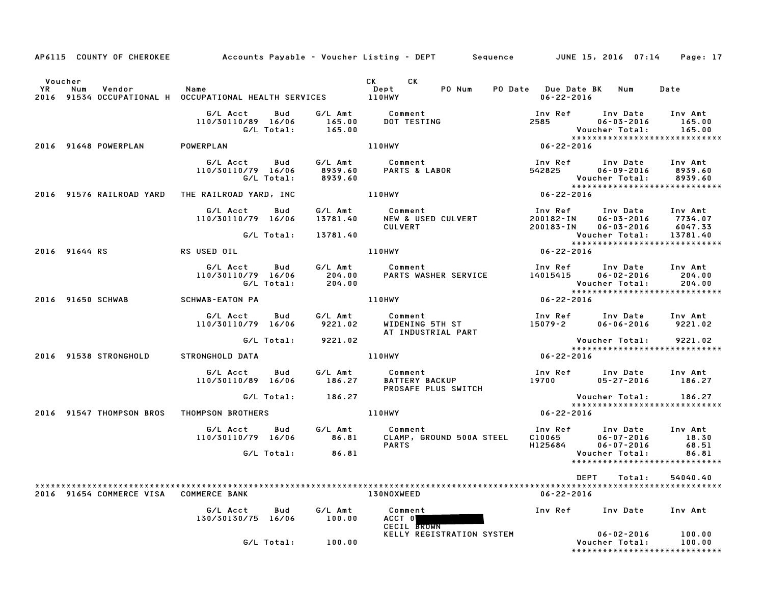AP6115 COUNTY OF CHEROKEE — Accounts Payable - Voucher Listing - DEPT — Sequence — JUNE 15, 2016 07:14

| Voucher YR | Num | Vendor | Name | CK Dept | CK | PO Num | PO Date | Due Date | BK | Num | Date |
|---|---|---|---|---|---|---|---|---|---|---|---|
| 2016 | 91534 | OCCUPATIONAL H | OCCUPATIONAL HEALTH SERVICES | 110HWY | | | | 06-22-2016 | | | |

| G/L Acct | Bud | G/L Amt | Comment | Inv Ref | Inv Date | Inv Amt |
|---|---|---|---|---|---|---|
| 110/30110/89 | 16/06 | 165.00 | DOT TESTING | 2585 | 06-03-2016 | 165.00 |
| | G/L Total: | 165.00 | | | Voucher Total: | 165.00 |

****************************

2016 91648 POWERPLAN — POWERPLAN — 110HWY — 06-22-2016

| G/L Acct | Bud | G/L Amt | Comment | Inv Ref | Inv Date | Inv Amt |
|---|---|---|---|---|---|---|
| 110/30110/79 | 16/06 | 8939.60 | PARTS & LABOR | 542825 | 06-09-2016 | 8939.60 |
| | G/L Total: | 8939.60 | | | Voucher Total: | 8939.60 |

****************************

2016 91576 RAILROAD YARD — THE RAILROAD YARD, INC — 110HWY — 06-22-2016

| G/L Acct | Bud | G/L Amt | Comment | Inv Ref | Inv Date | Inv Amt |
|---|---|---|---|---|---|---|
| 110/30110/79 | 16/06 | 13781.40 | NEW & USED CULVERT | 200182-IN | 06-03-2016 | 7734.07 |
| | | | CULVERT | 200183-IN | 06-03-2016 | 6047.33 |
| | G/L Total: | 13781.40 | | | Voucher Total: | 13781.40 |

****************************

2016 91644 RS — RS USED OIL — 110HWY — 06-22-2016

| G/L Acct | Bud | G/L Amt | Comment | Inv Ref | Inv Date | Inv Amt |
|---|---|---|---|---|---|---|
| 110/30110/79 | 16/06 | 204.00 | PARTS WASHER SERVICE | 14015415 | 06-02-2016 | 204.00 |
| | G/L Total: | 204.00 | | | Voucher Total: | 204.00 |

****************************

2016 91650 SCHWAB — SCHWAB-EATON PA — 110HWY — 06-22-2016

| G/L Acct | Bud | G/L Amt | Comment | Inv Ref | Inv Date | Inv Amt |
|---|---|---|---|---|---|---|
| 110/30110/79 | 16/06 | 9221.02 | WIDENING 5TH ST | 15079-2 | 06-06-2016 | 9221.02 |
| | | | AT INDUSTRIAL PART | | | |
| | G/L Total: | 9221.02 | | | Voucher Total: | 9221.02 |

****************************

2016 91538 STRONGHOLD — STRONGHOLD DATA — 110HWY — 06-22-2016

| G/L Acct | Bud | G/L Amt | Comment | Inv Ref | Inv Date | Inv Amt |
|---|---|---|---|---|---|---|
| 110/30110/89 | 16/06 | 186.27 | BATTERY BACKUP | 19700 | 05-27-2016 | 186.27 |
| | | | PROSAFE PLUS SWITCH | | | |
| | G/L Total: | 186.27 | | | Voucher Total: | 186.27 |

****************************

2016 91547 THOMPSON BROS — THOMPSON BROTHERS — 110HWY — 06-22-2016

| G/L Acct | Bud | G/L Amt | Comment | Inv Ref | Inv Date | Inv Amt |
|---|---|---|---|---|---|---|
| 110/30110/79 | 16/06 | 86.81 | CLAMP, GROUND 500A STEEL | C10065 | 06-07-2016 | 18.30 |
| | | | PARTS | H125684 | 06-07-2016 | 68.51 |
| | G/L Total: | 86.81 | | | Voucher Total: | 86.81 |

****************************

DEPT Total: 54040.40

****************************

2016 91654 COMMERCE VISA — COMMERCE BANK — 130NOXWEED — 06-22-2016

| G/L Acct | Bud | G/L Amt | Comment | Inv Ref | Inv Date | Inv Amt |
|---|---|---|---|---|---|---|
| 130/30130/75 | 16/06 | 100.00 | ACCT 0 | | | |
| | | | CECIL BROWN | | | |
| | | | KELLY REGISTRATION SYSTEM | | 06-02-2016 | 100.00 |
| | G/L Total: | 100.00 | | | Voucher Total: | 100.00 |

****************************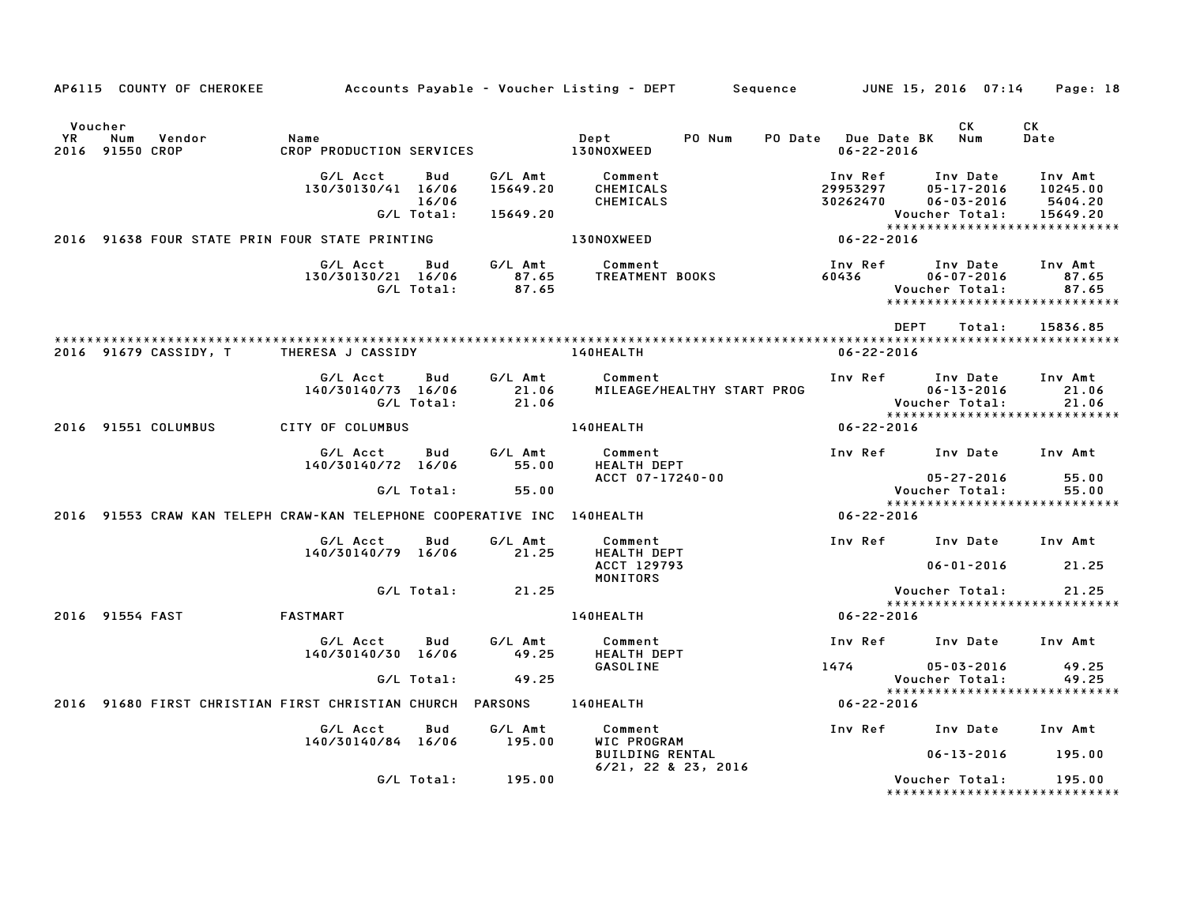AP6115 COUNTY OF CHEROKEE — Accounts Payable - Voucher Listing - DEPT — Sequence — JUNE 15, 2016 07:14

| Voucher YR | Num | Vendor | Name | Dept | PO Num | PO Date | Due Date BK | CK Num | CK Date |
|---|---|---|---|---|---|---|---|---|---|
| 2016 | 91550 | CROP | CROP PRODUCTION SERVICES | 130NOXWEED | | | 06-22-2016 | | |

| G/L Acct | Bud | G/L Amt | Comment | Inv Ref | Inv Date | Inv Amt |
|---|---|---|---|---|---|---|
| 130/30130/41 | 16/06 | 15649.20 | CHEMICALS | 29953297 | 05-17-2016 | 10245.00 |
| | 16/06 | | CHEMICALS | 30262470 | 06-03-2016 | 5404.20 |
| | G/L Total: | 15649.20 | | | Voucher Total: | 15649.20 |

2016 91638 FOUR STATE PRIN FOUR STATE PRINTING — 130NOXWEED — 06-22-2016

| G/L Acct | Bud | G/L Amt | Comment | Inv Ref | Inv Date | Inv Amt |
|---|---|---|---|---|---|---|
| 130/30130/21 | 16/06 | 87.65 | TREATMENT BOOKS | 60436 | 06-07-2016 | 87.65 |
| | G/L Total: | 87.65 | | | Voucher Total: | 87.65 |

DEPT Total: 15836.85

2016 91679 CASSIDY, T — THERESA J CASSIDY — 140HEALTH — 06-22-2016

| G/L Acct | Bud | G/L Amt | Comment | Inv Ref | Inv Date | Inv Amt |
|---|---|---|---|---|---|---|
| 140/30140/73 | 16/06 | 21.06 | MILEAGE/HEALTHY START PROG | | 06-13-2016 | 21.06 |
| | G/L Total: | 21.06 | | | Voucher Total: | 21.06 |

2016 91551 COLUMBUS — CITY OF COLUMBUS — 140HEALTH — 06-22-2016

| G/L Acct | Bud | G/L Amt | Comment | Inv Ref | Inv Date | Inv Amt |
|---|---|---|---|---|---|---|
| 140/30140/72 | 16/06 | 55.00 | HEALTH DEPT<br>ACCT 07-17240-00 | | 05-27-2016 | 55.00 |
| | G/L Total: | 55.00 | | | Voucher Total: | 55.00 |

2016 91553 CRAW KAN TELEPH — CRAW-KAN TELEPHONE COOPERATIVE INC — 140HEALTH — 06-22-2016

| G/L Acct | Bud | G/L Amt | Comment | Inv Ref | Inv Date | Inv Amt |
|---|---|---|---|---|---|---|
| 140/30140/79 | 16/06 | 21.25 | HEALTH DEPT<br>ACCT 129793<br>MONITORS | | 06-01-2016 | 21.25 |
| | G/L Total: | 21.25 | | | Voucher Total: | 21.25 |

2016 91554 FAST — FASTMART — 140HEALTH — 06-22-2016

| G/L Acct | Bud | G/L Amt | Comment | Inv Ref | Inv Date | Inv Amt |
|---|---|---|---|---|---|---|
| 140/30140/30 | 16/06 | 49.25 | HEALTH DEPT<br>GASOLINE | 1474 | 05-03-2016 | 49.25 |
| | G/L Total: | 49.25 | | | Voucher Total: | 49.25 |

2016 91680 FIRST CHRISTIAN — FIRST CHRISTIAN CHURCH PARSONS — 140HEALTH — 06-22-2016

| G/L Acct | Bud | G/L Amt | Comment | Inv Ref | Inv Date | Inv Amt |
|---|---|---|---|---|---|---|
| 140/30140/84 | 16/06 | 195.00 | WIC PROGRAM<br>BUILDING RENTAL<br>6/21, 22 & 23, 2016 | | 06-13-2016 | 195.00 |
| | G/L Total: | 195.00 | | | Voucher Total: | 195.00 |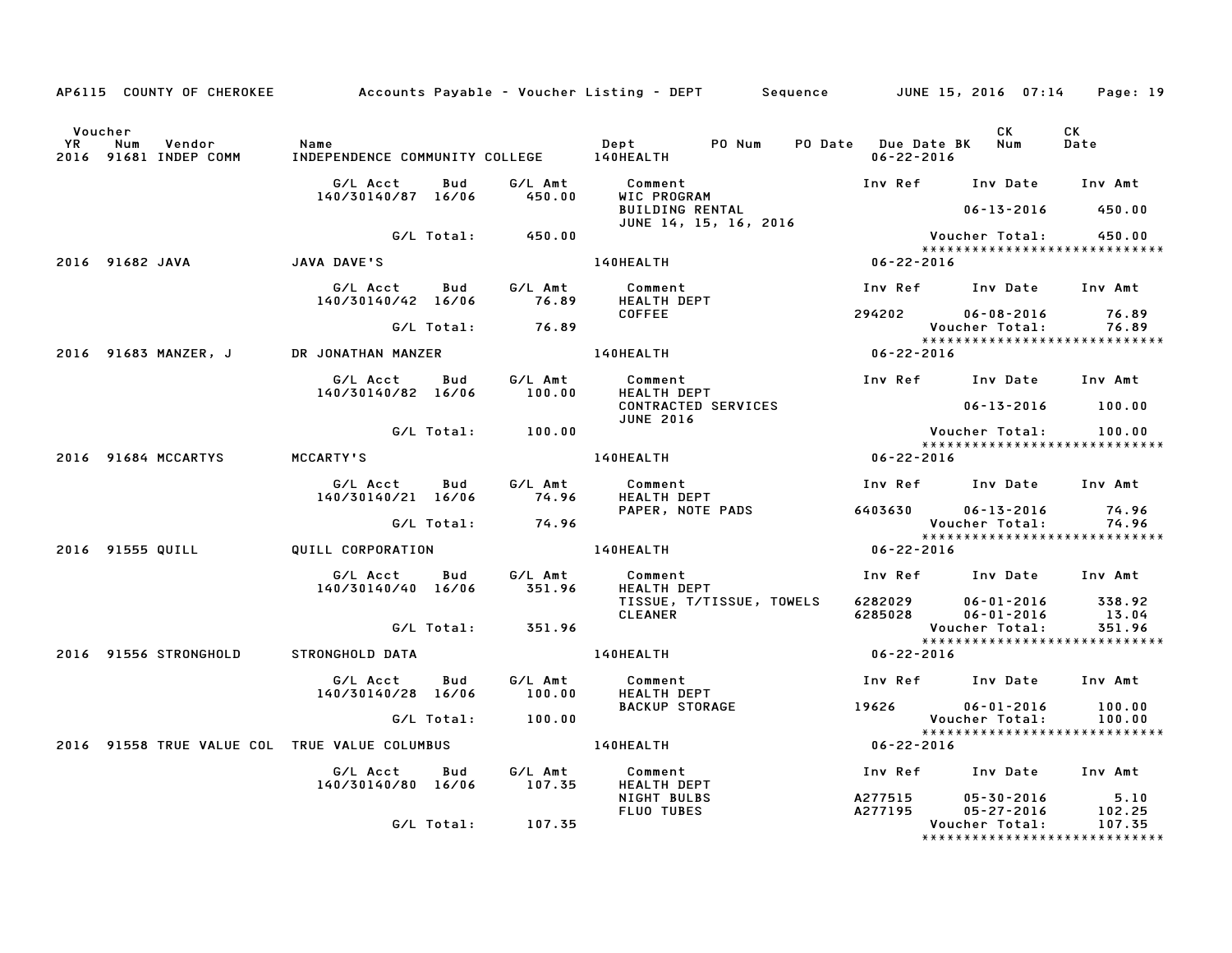AP6115 COUNTY OF CHEROKEE    Accounts Payable - Voucher Listing - DEPT    Sequence    JUNE 15, 2016 07:14

| Voucher YR | Num | Vendor | Name | Dept | PO Num | PO Date | Due Date BK | CK Num | CK Date |
|---|---|---|---|---|---|---|---|---|---|
| 2016 | 91681 | INDEP COMM | INDEPENDENCE COMMUNITY COLLEGE | 140HEALTH | | | 06-22-2016 | | |

| G/L Acct | Bud | G/L Amt | Comment | Inv Ref | Inv Date | Inv Amt |
|---|---|---|---|---|---|---|
| 140/30140/87 | 16/06 | 450.00 | WIC PROGRAM | | | |
| | | | BUILDING RENTAL | | 06-13-2016 | 450.00 |
| | | | JUNE 14, 15, 16, 2016 | | | |
| | G/L Total: | 450.00 | | | Voucher Total: | 450.00 |

*****************************

| Voucher YR | Num | Vendor | Name | Dept | PO Num | PO Date | Due Date BK | CK Num | CK Date |
|---|---|---|---|---|---|---|---|---|---|
| 2016 | 91682 | JAVA | JAVA DAVE'S | 140HEALTH | | | 06-22-2016 | | |

| G/L Acct | Bud | G/L Amt | Comment | Inv Ref | Inv Date | Inv Amt |
|---|---|---|---|---|---|---|
| 140/30140/42 | 16/06 | 76.89 | HEALTH DEPT | | | |
| | | | COFFEE | 294202 | 06-08-2016 | 76.89 |
| | G/L Total: | 76.89 | | | Voucher Total: | 76.89 |

*****************************

| Voucher YR | Num | Vendor | Name | Dept | PO Num | PO Date | Due Date BK | CK Num | CK Date |
|---|---|---|---|---|---|---|---|---|---|
| 2016 | 91683 | MANZER, J | DR JONATHAN MANZER | 140HEALTH | | | 06-22-2016 | | |

| G/L Acct | Bud | G/L Amt | Comment | Inv Ref | Inv Date | Inv Amt |
|---|---|---|---|---|---|---|
| 140/30140/82 | 16/06 | 100.00 | HEALTH DEPT | | | |
| | | | CONTRACTED SERVICES | | 06-13-2016 | 100.00 |
| | | | JUNE 2016 | | | |
| | G/L Total: | 100.00 | | | Voucher Total: | 100.00 |

*****************************

| Voucher YR | Num | Vendor | Name | Dept | PO Num | PO Date | Due Date BK | CK Num | CK Date |
|---|---|---|---|---|---|---|---|---|---|
| 2016 | 91684 | MCCARTYS | MCCARTY'S | 140HEALTH | | | 06-22-2016 | | |

| G/L Acct | Bud | G/L Amt | Comment | Inv Ref | Inv Date | Inv Amt |
|---|---|---|---|---|---|---|
| 140/30140/21 | 16/06 | 74.96 | HEALTH DEPT | | | |
| | | | PAPER, NOTE PADS | 6403630 | 06-13-2016 | 74.96 |
| | G/L Total: | 74.96 | | | Voucher Total: | 74.96 |

*****************************

| Voucher YR | Num | Vendor | Name | Dept | PO Num | PO Date | Due Date BK | CK Num | CK Date |
|---|---|---|---|---|---|---|---|---|---|
| 2016 | 91555 | QUILL | QUILL CORPORATION | 140HEALTH | | | 06-22-2016 | | |

| G/L Acct | Bud | G/L Amt | Comment | Inv Ref | Inv Date | Inv Amt |
|---|---|---|---|---|---|---|
| 140/30140/40 | 16/06 | 351.96 | HEALTH DEPT | | | |
| | | | TISSUE, T/TISSUE, TOWELS | 6282029 | 06-01-2016 | 338.92 |
| | | | CLEANER | 6285028 | 06-01-2016 | 13.04 |
| | G/L Total: | 351.96 | | | Voucher Total: | 351.96 |

*****************************

| Voucher YR | Num | Vendor | Name | Dept | PO Num | PO Date | Due Date BK | CK Num | CK Date |
|---|---|---|---|---|---|---|---|---|---|
| 2016 | 91556 | STRONGHOLD | STRONGHOLD DATA | 140HEALTH | | | 06-22-2016 | | |

| G/L Acct | Bud | G/L Amt | Comment | Inv Ref | Inv Date | Inv Amt |
|---|---|---|---|---|---|---|
| 140/30140/28 | 16/06 | 100.00 | HEALTH DEPT | | | |
| | | | BACKUP STORAGE | 19626 | 06-01-2016 | 100.00 |
| | G/L Total: | 100.00 | | | Voucher Total: | 100.00 |

*****************************

| Voucher YR | Num | Vendor | Name | Dept | PO Num | PO Date | Due Date BK | CK Num | CK Date |
|---|---|---|---|---|---|---|---|---|---|
| 2016 | 91558 | TRUE VALUE COL | TRUE VALUE COLUMBUS | 140HEALTH | | | 06-22-2016 | | |

| G/L Acct | Bud | G/L Amt | Comment | Inv Ref | Inv Date | Inv Amt |
|---|---|---|---|---|---|---|
| 140/30140/80 | 16/06 | 107.35 | HEALTH DEPT | | | |
| | | | NIGHT BULBS | A277515 | 05-30-2016 | 5.10 |
| | | | FLUO TUBES | A277195 | 05-27-2016 | 102.25 |
| | G/L Total: | 107.35 | | | Voucher Total: | 107.35 |

*****************************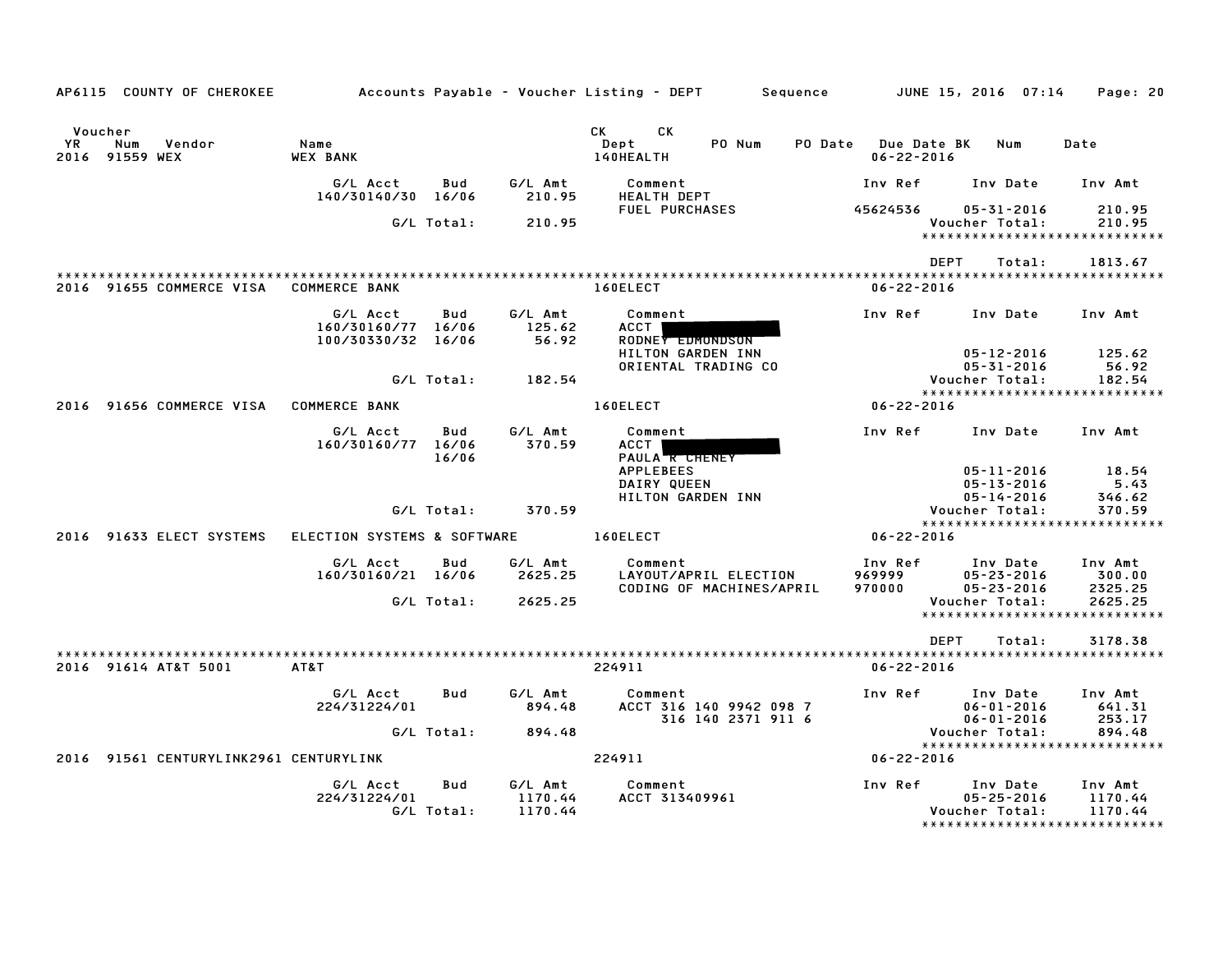AP6115 COUNTY OF CHEROKEE — Accounts Payable - Voucher Listing - DEPT — Sequence — JUNE 15, 2016 07:14

| Voucher YR | Num | Vendor | Name | CK Dept | CK | PO Num | PO Date | Due Date | BK | Num | Date |
|---|---|---|---|---|---|---|---|---|---|---|---|
| 2016 | 91559 | WEX | WEX BANK | 140HEALTH | | | | 06-22-2016 | | | |

| G/L Acct | Bud | G/L Amt | Comment | Inv Ref | Inv Date | Inv Amt |
|---|---|---|---|---|---|---|
| 140/30140/30 | 16/06 | 210.95 | HEALTH DEPT | | | |
| | | | FUEL PURCHASES | 45624536 | 05-31-2016 | 210.95 |
| | G/L Total: | 210.95 | | | Voucher Total: | 210.95 |

DEPT Total: 1813.67

---

2016 91655 COMMERCE VISA — COMMERCE BANK — 160ELECT — 06-22-2016

| G/L Acct | Bud | G/L Amt | Comment | Inv Ref | Inv Date | Inv Amt |
|---|---|---|---|---|---|---|
| 160/30160/77 | 16/06 | 125.62 | ACCT [REDACTED] | | | |
| 100/30330/32 | 16/06 | 56.92 | RODNEY EDMONDSON | | | |
| | | | HILTON GARDEN INN | | 05-12-2016 | 125.62 |
| | | | ORIENTAL TRADING CO | | 05-31-2016 | 56.92 |
| | G/L Total: | 182.54 | | | Voucher Total: | 182.54 |

2016 91656 COMMERCE VISA — COMMERCE BANK — 160ELECT — 06-22-2016

| G/L Acct | Bud | G/L Amt | Comment | Inv Ref | Inv Date | Inv Amt |
|---|---|---|---|---|---|---|
| 160/30160/77 | 16/06 | 370.59 | ACCT [REDACTED] | | | |
| | 16/06 | | PAULA R CHENEY | | | |
| | | | APPLEBEES | | 05-11-2016 | 18.54 |
| | | | DAIRY QUEEN | | 05-13-2016 | 5.43 |
| | | | HILTON GARDEN INN | | 05-14-2016 | 346.62 |
| | G/L Total: | 370.59 | | | Voucher Total: | 370.59 |

2016 91633 ELECT SYSTEMS — ELECTION SYSTEMS & SOFTWARE — 160ELECT — 06-22-2016

| G/L Acct | Bud | G/L Amt | Comment | Inv Ref | Inv Date | Inv Amt |
|---|---|---|---|---|---|---|
| 160/30160/21 | 16/06 | 2625.25 | LAYOUT/APRIL ELECTION | 969999 | 05-23-2016 | 300.00 |
| | | | CODING OF MACHINES/APRIL | 970000 | 05-23-2016 | 2325.25 |
| | G/L Total: | 2625.25 | | | Voucher Total: | 2625.25 |

DEPT Total: 3178.38

---

2016 91614 AT&T 5001 — AT&T — 224911 — 06-22-2016

| G/L Acct | Bud | G/L Amt | Comment | Inv Ref | Inv Date | Inv Amt |
|---|---|---|---|---|---|---|
| 224/31224/01 | | 894.48 | ACCT 316 140 9942 098 7 | | 06-01-2016 | 641.31 |
| | | | 316 140 2371 911 6 | | 06-01-2016 | 253.17 |
| | G/L Total: | 894.48 | | | Voucher Total: | 894.48 |

2016 91561 CENTURYLINK2961 CENTURYLINK — 224911 — 06-22-2016

| G/L Acct | Bud | G/L Amt | Comment | Inv Ref | Inv Date | Inv Amt |
|---|---|---|---|---|---|---|
| 224/31224/01 | | 1170.44 | ACCT 313409961 | | 05-25-2016 | 1170.44 |
| | G/L Total: | 1170.44 | | | Voucher Total: | 1170.44 |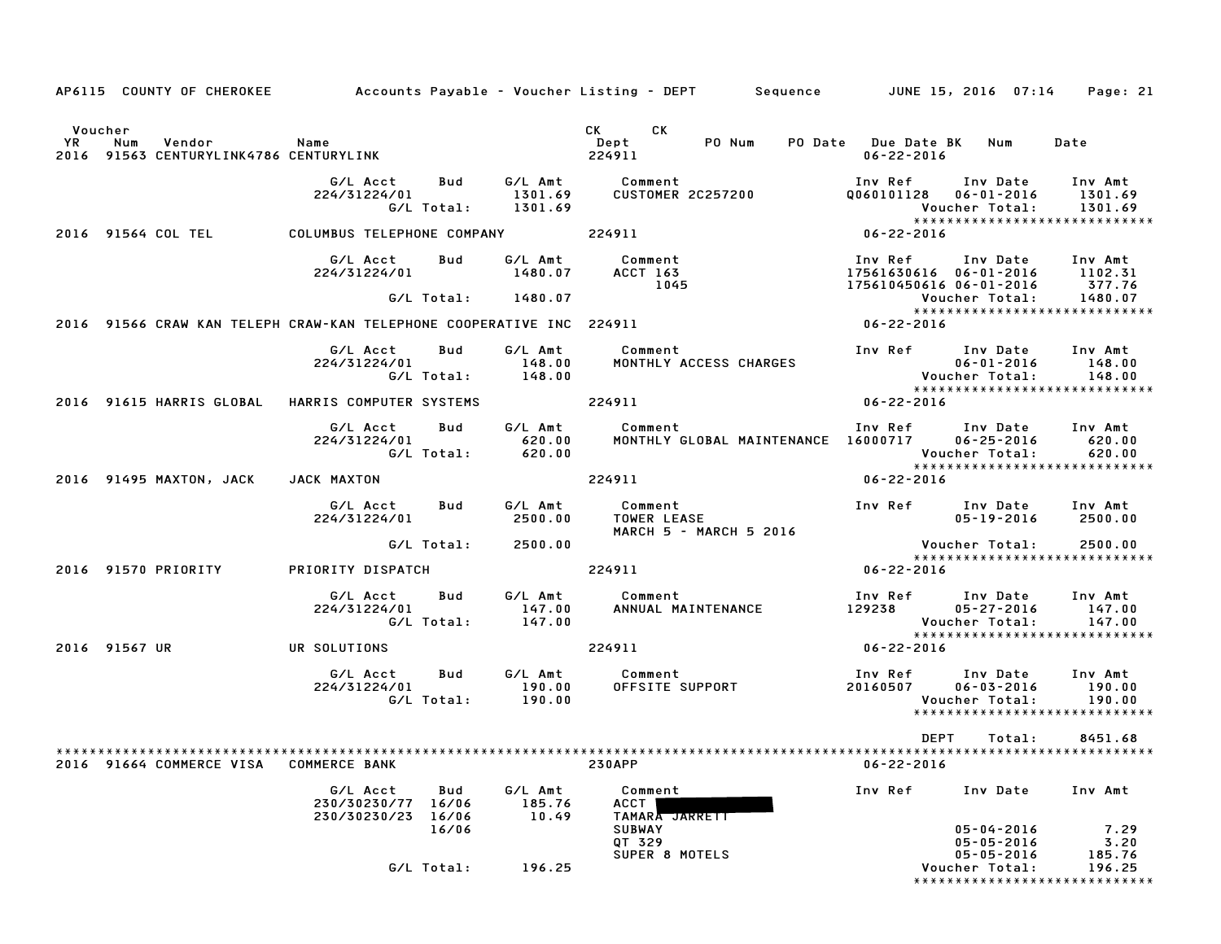AP6115 COUNTY OF CHEROKEE — Accounts Payable - Voucher Listing - DEPT — Sequence — JUNE 15, 2016 07:14

| Voucher YR | Num | Vendor | Name | CK Dept | CK | PO Num | PO Date | Due Date | BK | Num | Date |
|---|---|---|---|---|---|---|---|---|---|---|---|
| 2016 | 91563 | CENTURYLINK4786 | CENTURYLINK | 224911 | | | | 06-22-2016 | | | |

| G/L Acct | Bud | G/L Amt | Comment | Inv Ref | Inv Date | Inv Amt |
|---|---|---|---|---|---|---|
| 224/31224/01 | | 1301.69 | CUSTOMER 2C257200 | Q060101128 | 06-01-2016 | 1301.69 |
| | G/L Total: | 1301.69 | | | Voucher Total: | 1301.69 |

****************************

2016 91564 COL TEL — COLUMBUS TELEPHONE COMPANY — 224911 — 06-22-2016

| G/L Acct | Bud | G/L Amt | Comment | Inv Ref | Inv Date | Inv Amt |
|---|---|---|---|---|---|---|
| 224/31224/01 | | 1480.07 | ACCT 163 | 17561630616 | 06-01-2016 | 1102.31 |
| | | | 1045 | 175610450616 | 06-01-2016 | 377.76 |
| | G/L Total: | 1480.07 | | | Voucher Total: | 1480.07 |

****************************

2016 91566 CRAW KAN TELEPH — CRAW-KAN TELEPHONE COOPERATIVE INC — 224911 — 06-22-2016

| G/L Acct | Bud | G/L Amt | Comment | Inv Ref | Inv Date | Inv Amt |
|---|---|---|---|---|---|---|
| 224/31224/01 | | 148.00 | MONTHLY ACCESS CHARGES | | 06-01-2016 | 148.00 |
| | G/L Total: | 148.00 | | | Voucher Total: | 148.00 |

****************************

2016 91615 HARRIS GLOBAL — HARRIS COMPUTER SYSTEMS — 224911 — 06-22-2016

| G/L Acct | Bud | G/L Amt | Comment | Inv Ref | Inv Date | Inv Amt |
|---|---|---|---|---|---|---|
| 224/31224/01 | | 620.00 | MONTHLY GLOBAL MAINTENANCE | 16000717 | 06-25-2016 | 620.00 |
| | G/L Total: | 620.00 | | | Voucher Total: | 620.00 |

****************************

2016 91495 MAXTON, JACK — JACK MAXTON — 224911 — 06-22-2016

| G/L Acct | Bud | G/L Amt | Comment | Inv Ref | Inv Date | Inv Amt |
|---|---|---|---|---|---|---|
| 224/31224/01 | | 2500.00 | TOWER LEASE | | 05-19-2016 | 2500.00 |
| | | | MARCH 5 - MARCH 5 2016 | | | |
| | G/L Total: | 2500.00 | | | Voucher Total: | 2500.00 |

****************************

2016 91570 PRIORITY — PRIORITY DISPATCH — 224911 — 06-22-2016

| G/L Acct | Bud | G/L Amt | Comment | Inv Ref | Inv Date | Inv Amt |
|---|---|---|---|---|---|---|
| 224/31224/01 | | 147.00 | ANNUAL MAINTENANCE | 129238 | 05-27-2016 | 147.00 |
| | G/L Total: | 147.00 | | | Voucher Total: | 147.00 |

****************************

2016 91567 UR — UR SOLUTIONS — 224911 — 06-22-2016

| G/L Acct | Bud | G/L Amt | Comment | Inv Ref | Inv Date | Inv Amt |
|---|---|---|---|---|---|---|
| 224/31224/01 | | 190.00 | OFFSITE SUPPORT | 20160507 | 06-03-2016 | 190.00 |
| | G/L Total: | 190.00 | | | Voucher Total: | 190.00 |

****************************

DEPT Total: 8451.68

****************************

2016 91664 COMMERCE VISA — COMMERCE BANK — 230APP — 06-22-2016

| G/L Acct | Bud | G/L Amt | Comment | Inv Ref | Inv Date | Inv Amt |
|---|---|---|---|---|---|---|
| 230/30230/77 | 16/06 | 185.76 | ACCT | | | |
| 230/30230/23 | 16/06 | 10.49 | TAMARA JARRETT | | | |
| | 16/06 | | SUBWAY | | 05-04-2016 | 7.29 |
| | | | QT 329 | | 05-05-2016 | 3.20 |
| | | | SUPER 8 MOTELS | | 05-05-2016 | 185.76 |
| | G/L Total: | 196.25 | | | Voucher Total: | 196.25 |

****************************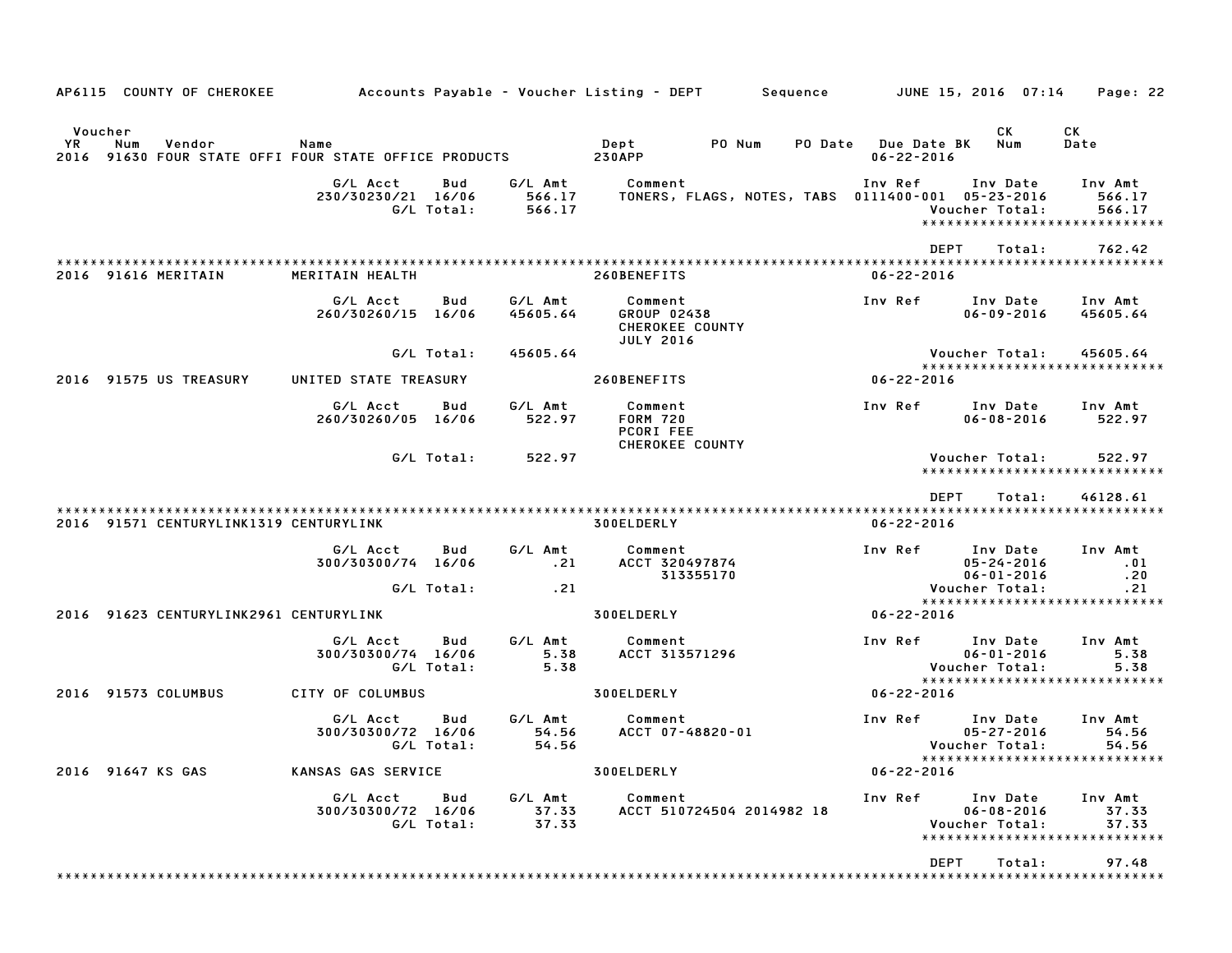AP6115 COUNTY OF CHEROKEE — Accounts Payable - Voucher Listing - DEPT — Sequence — JUNE 15, 2016 07:14

| Voucher YR | Num | Vendor | Name | Dept | PO Num | PO Date | Due Date BK | CK Num | CK Date |
|---|---|---|---|---|---|---|---|---|---|
| 2016 | 91630 | FOUR STATE OFFI | FOUR STATE OFFICE PRODUCTS | 230APP | | | 06-22-2016 | | |

| G/L Acct | Bud | G/L Amt | Comment | Inv Ref | Inv Date | Inv Amt |
|---|---|---|---|---|---|---|
| 230/30230/21 | 16/06 | 566.17 | TONERS, FLAGS, NOTES, TABS | 0111400-001 | 05-23-2016 | 566.17 |
| | G/L Total: | 566.17 | | | Voucher Total: | 566.17 |

DEPT Total: 762.42

| Voucher YR | Num | Vendor | Name | Dept | Due Date |
|---|---|---|---|---|---|
| 2016 | 91616 | MERITAIN | MERITAIN HEALTH | 260BENEFITS | 06-22-2016 |

| G/L Acct | Bud | G/L Amt | Comment | Inv Ref | Inv Date | Inv Amt |
|---|---|---|---|---|---|---|
| 260/30260/15 | 16/06 | 45605.64 | GROUP 02438<br>CHEROKEE COUNTY<br>JULY 2016 | | 06-09-2016 | 45605.64 |
| | G/L Total: | 45605.64 | | | Voucher Total: | 45605.64 |

| Voucher YR | Num | Vendor | Name | Dept | Due Date |
|---|---|---|---|---|---|
| 2016 | 91575 | US TREASURY | UNITED STATE TREASURY | 260BENEFITS | 06-22-2016 |

| G/L Acct | Bud | G/L Amt | Comment | Inv Ref | Inv Date | Inv Amt |
|---|---|---|---|---|---|---|
| 260/30260/05 | 16/06 | 522.97 | FORM 720<br>PCORI FEE<br>CHEROKEE COUNTY | | 06-08-2016 | 522.97 |
| | G/L Total: | 522.97 | | | Voucher Total: | 522.97 |

DEPT Total: 46128.61

| Voucher YR | Num | Vendor | Name | Dept | Due Date |
|---|---|---|---|---|---|
| 2016 | 91571 | CENTURYLINK1319 | CENTURYLINK | 300ELDERLY | 06-22-2016 |

| G/L Acct | Bud | G/L Amt | Comment | Inv Ref | Inv Date | Inv Amt |
|---|---|---|---|---|---|---|
| 300/30300/74 | 16/06 | .21 | ACCT 320497874 | | 05-24-2016 | .01 |
| | | | 313355170 | | 06-01-2016 | .20 |
| | G/L Total: | .21 | | | Voucher Total: | .21 |

| Voucher YR | Num | Vendor | Name | Dept | Due Date |
|---|---|---|---|---|---|
| 2016 | 91623 | CENTURYLINK2961 | CENTURYLINK | 300ELDERLY | 06-22-2016 |

| G/L Acct | Bud | G/L Amt | Comment | Inv Ref | Inv Date | Inv Amt |
|---|---|---|---|---|---|---|
| 300/30300/74 | 16/06 | 5.38 | ACCT 313571296 | | 06-01-2016 | 5.38 |
| | G/L Total: | 5.38 | | | Voucher Total: | 5.38 |

| Voucher YR | Num | Vendor | Name | Dept | Due Date |
|---|---|---|---|---|---|
| 2016 | 91573 | COLUMBUS | CITY OF COLUMBUS | 300ELDERLY | 06-22-2016 |

| G/L Acct | Bud | G/L Amt | Comment | Inv Ref | Inv Date | Inv Amt |
|---|---|---|---|---|---|---|
| 300/30300/72 | 16/06 | 54.56 | ACCT 07-48820-01 | | 05-27-2016 | 54.56 |
| | G/L Total: | 54.56 | | | Voucher Total: | 54.56 |

| Voucher YR | Num | Vendor | Name | Dept | Due Date |
|---|---|---|---|---|---|
| 2016 | 91647 | KS GAS | KANSAS GAS SERVICE | 300ELDERLY | 06-22-2016 |

| G/L Acct | Bud | G/L Amt | Comment | Inv Ref | Inv Date | Inv Amt |
|---|---|---|---|---|---|---|
| 300/30300/72 | 16/06 | 37.33 | ACCT 510724504 2014982 18 | | 06-08-2016 | 37.33 |
| | G/L Total: | 37.33 | | | Voucher Total: | 37.33 |

DEPT Total: 97.48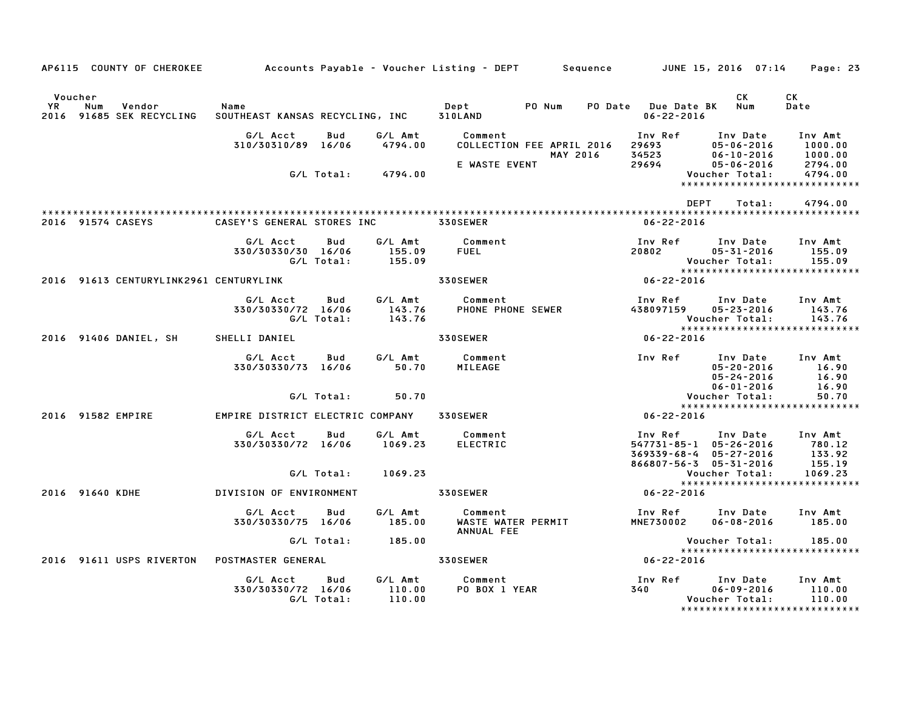AP6115 COUNTY OF CHEROKEE — Accounts Payable - Voucher Listing - DEPT — Sequence — JUNE 15, 2016 07:14

| Voucher YR | Num | Vendor | Name | Dept | PO Num | PO Date | Due Date BK | CK Num | CK Date |
|---|---|---|---|---|---|---|---|---|---|
| 2016 | 91685 | SEK RECYCLING | SOUTHEAST KANSAS RECYCLING, INC | 310LAND | | | 06-22-2016 | | |

| G/L Acct | Bud | G/L Amt | Comment | Inv Ref | Inv Date | Inv Amt |
|---|---|---|---|---|---|---|
| 310/30310/89 | 16/06 | 4794.00 | COLLECTION FEE APRIL 2016 | 29693 | 05-06-2016 | 1000.00 |
| | | | MAY 2016 | 34523 | 06-10-2016 | 1000.00 |
| | | | E WASTE EVENT | 29694 | 05-06-2016 | 2794.00 |
| | G/L Total: | 4794.00 | | | Voucher Total: | 4794.00 |

DEPT Total: 4794.00

| Voucher YR | Num | Vendor | Name | Dept | Due Date BK |
|---|---|---|---|---|---|
| 2016 | 91574 | CASEYS | CASEY'S GENERAL STORES INC | 330SEWER | 06-22-2016 |

| G/L Acct | Bud | G/L Amt | Comment | Inv Ref | Inv Date | Inv Amt |
|---|---|---|---|---|---|---|
| 330/30330/30 | 16/06 | 155.09 | FUEL | 20802 | 05-31-2016 | 155.09 |
| | G/L Total: | 155.09 | | | Voucher Total: | 155.09 |

| Voucher YR | Num | Vendor | Name | Dept | Due Date BK |
|---|---|---|---|---|---|
| 2016 | 91613 | CENTURYLINK2961 | CENTURYLINK | 330SEWER | 06-22-2016 |

| G/L Acct | Bud | G/L Amt | Comment | Inv Ref | Inv Date | Inv Amt |
|---|---|---|---|---|---|---|
| 330/30330/72 | 16/06 | 143.76 | PHONE PHONE SEWER | 438097159 | 05-23-2016 | 143.76 |
| | G/L Total: | 143.76 | | | Voucher Total: | 143.76 |

| Voucher YR | Num | Vendor | Name | Dept | Due Date BK |
|---|---|---|---|---|---|
| 2016 | 91406 | DANIEL, SH | SHELLI DANIEL | 330SEWER | 06-22-2016 |

| G/L Acct | Bud | G/L Amt | Comment | Inv Ref | Inv Date | Inv Amt |
|---|---|---|---|---|---|---|
| 330/30330/73 | 16/06 | 50.70 | MILEAGE | | 05-20-2016 | 16.90 |
| | | | | | 05-24-2016 | 16.90 |
| | | | | | 06-01-2016 | 16.90 |
| | G/L Total: | 50.70 | | | Voucher Total: | 50.70 |

| Voucher YR | Num | Vendor | Name | Dept | Due Date BK |
|---|---|---|---|---|---|
| 2016 | 91582 | EMPIRE | EMPIRE DISTRICT ELECTRIC COMPANY | 330SEWER | 06-22-2016 |

| G/L Acct | Bud | G/L Amt | Comment | Inv Ref | Inv Date | Inv Amt |
|---|---|---|---|---|---|---|
| 330/30330/72 | 16/06 | 1069.23 | ELECTRIC | 547731-85-1 | 05-26-2016 | 780.12 |
| | | | | 369339-68-4 | 05-27-2016 | 133.92 |
| | | | | 866807-56-3 | 05-31-2016 | 155.19 |
| | G/L Total: | 1069.23 | | | Voucher Total: | 1069.23 |

| Voucher YR | Num | Vendor | Name | Dept | Due Date BK |
|---|---|---|---|---|---|
| 2016 | 91640 | KDHE | DIVISION OF ENVIRONMENT | 330SEWER | 06-22-2016 |

| G/L Acct | Bud | G/L Amt | Comment | Inv Ref | Inv Date | Inv Amt |
|---|---|---|---|---|---|---|
| 330/30330/75 | 16/06 | 185.00 | WASTE WATER PERMIT ANNUAL FEE | MNE730002 | 06-08-2016 | 185.00 |
| | G/L Total: | 185.00 | | | Voucher Total: | 185.00 |

| Voucher YR | Num | Vendor | Name | Dept | Due Date BK |
|---|---|---|---|---|---|
| 2016 | 91611 | USPS RIVERTON | POSTMASTER GENERAL | 330SEWER | 06-22-2016 |

| G/L Acct | Bud | G/L Amt | Comment | Inv Ref | Inv Date | Inv Amt |
|---|---|---|---|---|---|---|
| 330/30330/72 | 16/06 | 110.00 | PO BOX 1 YEAR | 340 | 06-09-2016 | 110.00 |
| | G/L Total: | 110.00 | | | Voucher Total: | 110.00 |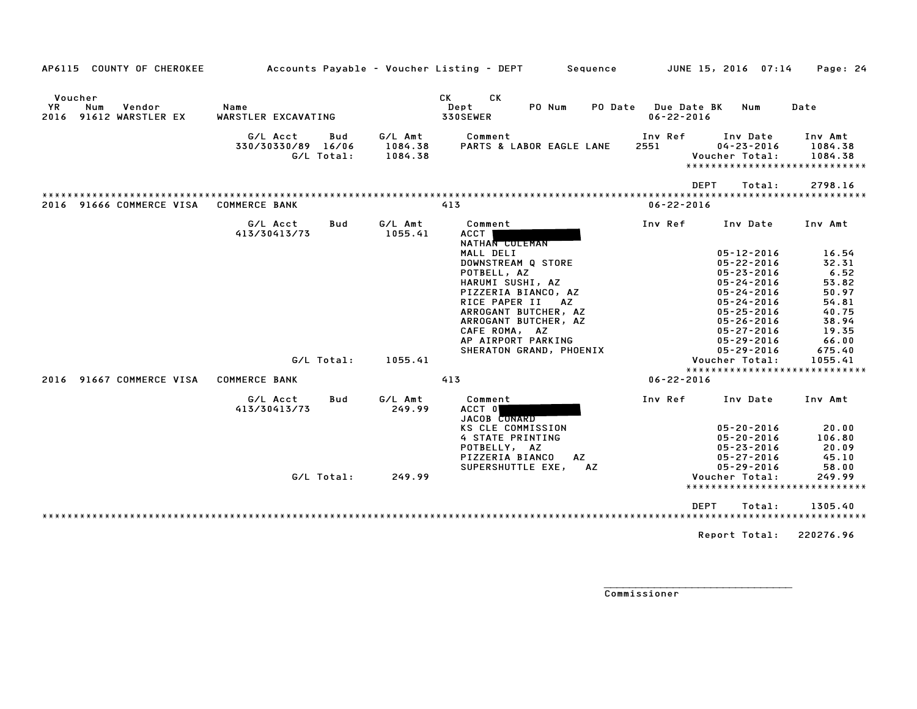AP6115 COUNTY OF CHEROKEE — Accounts Payable - Voucher Listing - DEPT — Sequence — JUNE 15, 2016 07:14

| Voucher YR | Num | Vendor | Name | CK Dept | CK | PO Num | PO Date | Due Date | BK | Num | Date |
|---|---|---|---|---|---|---|---|---|---|---|---|
| 2016 | 91612 | WARSTLER EX | WARSTLER EXCAVATING | 330SEWER | | | | 06-22-2016 | | | |

| G/L Acct | Bud | G/L Amt | Comment | Inv Ref | Inv Date | Inv Amt |
|---|---|---|---|---|---|---|
| 330/30330/89 | 16/06 | 1084.38 | PARTS & LABOR EAGLE LANE | 2551 | 04-23-2016 | 1084.38 |
| | G/L Total: | 1084.38 | | | Voucher Total: | 1084.38 |

DEPT Total: 2798.16

---

| YR | Num | Vendor | Name | Dept | Due Date |
|---|---|---|---|---|---|
| 2016 | 91666 | COMMERCE VISA | COMMERCE BANK | 413 | 06-22-2016 |

| G/L Acct | Bud | G/L Amt | Comment | Inv Ref | Inv Date | Inv Amt |
|---|---|---|---|---|---|---|
| 413/30413/73 | | 1055.41 | ACCT [REDACTED] | | | |
| | | | NATHAN COLEMAN | | | |
| | | | MALL DELI | | 05-12-2016 | 16.54 |
| | | | DOWNSTREAM Q STORE | | 05-22-2016 | 32.31 |
| | | | POTBELL, AZ | | 05-23-2016 | 6.52 |
| | | | HARUMI SUSHI, AZ | | 05-24-2016 | 53.82 |
| | | | PIZZERIA BIANCO, AZ | | 05-24-2016 | 50.97 |
| | | | RICE PAPER II AZ | | 05-24-2016 | 54.81 |
| | | | ARROGANT BUTCHER, AZ | | 05-25-2016 | 40.75 |
| | | | ARROGANT BUTCHER, AZ | | 05-26-2016 | 38.94 |
| | | | CAFE ROMA, AZ | | 05-27-2016 | 19.35 |
| | | | AP AIRPORT PARKING | | 05-29-2016 | 66.00 |
| | | | SHERATON GRAND, PHOENIX | | 05-29-2016 | 675.40 |
| | G/L Total: | 1055.41 | | | Voucher Total: | 1055.41 |

| YR | Num | Vendor | Name | Dept | Due Date |
|---|---|---|---|---|---|
| 2016 | 91667 | COMMERCE VISA | COMMERCE BANK | 413 | 06-22-2016 |

| G/L Acct | Bud | G/L Amt | Comment | Inv Ref | Inv Date | Inv Amt |
|---|---|---|---|---|---|---|
| 413/30413/73 | | 249.99 | ACCT 0[REDACTED] | | | |
| | | | JACOB CONARD | | | |
| | | | KS CLE COMMISSION | | 05-20-2016 | 20.00 |
| | | | 4 STATE PRINTING | | 05-20-2016 | 106.80 |
| | | | POTBELLY, AZ | | 05-23-2016 | 20.09 |
| | | | PIZZERIA BIANCO AZ | | 05-27-2016 | 45.10 |
| | | | SUPERSHUTTLE EXE, AZ | | 05-29-2016 | 58.00 |
| | G/L Total: | 249.99 | | | Voucher Total: | 249.99 |

DEPT Total: 1305.40

Report Total: 220276.96

_______________________________
Commissioner